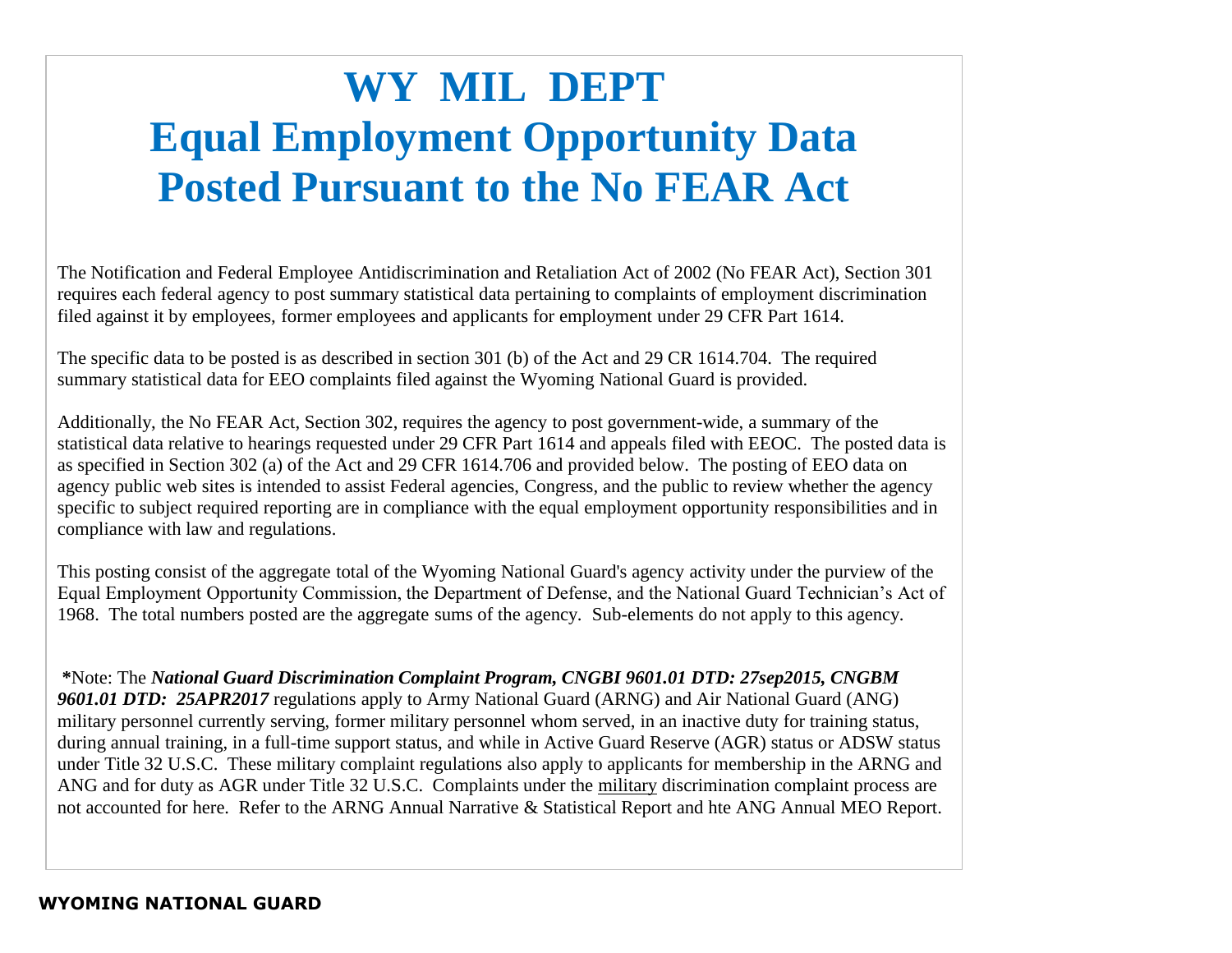# WY MIL DEPT
# Equal Employment Opportunity Data Posted Pursuant to the No FEAR Act

The Notification and Federal Employee Antidiscrimination and Retaliation Act of 2002 (No FEAR Act), Section 301 requires each federal agency to post summary statistical data pertaining to complaints of employment discrimination filed against it by employees, former employees and applicants for employment under 29 CFR Part 1614.

The specific data to be posted is as described in section 301 (b) of the Act and 29 CR 1614.704. The required summary statistical data for EEO complaints filed against the Wyoming National Guard is provided.

Additionally, the No FEAR Act, Section 302, requires the agency to post government-wide, a summary of the statistical data relative to hearings requested under 29 CFR Part 1614 and appeals filed with EEOC. The posted data is as specified in Section 302 (a) of the Act and 29 CFR 1614.706 and provided below. The posting of EEO data on agency public web sites is intended to assist Federal agencies, Congress, and the public to review whether the agency specific to subject required reporting are in compliance with the equal employment opportunity responsibilities and in compliance with law and regulations.

This posting consist of the aggregate total of the Wyoming National Guard's agency activity under the purview of the Equal Employment Opportunity Commission, the Department of Defense, and the National Guard Technician's Act of 1968. The total numbers posted are the aggregate sums of the agency. Sub-elements do not apply to this agency.

**\***Note: The ***National Guard Discrimination Complaint Program, CNGBI 9601.01 DTD: 27sep2015, CNGBM 9601.01 DTD: 25APR2017*** regulations apply to Army National Guard (ARNG) and Air National Guard (ANG) military personnel currently serving, former military personnel whom served, in an inactive duty for training status, during annual training, in a full-time support status, and while in Active Guard Reserve (AGR) status or ADSW status under Title 32 U.S.C. These military complaint regulations also apply to applicants for membership in the ARNG and ANG and for duty as AGR under Title 32 U.S.C. Complaints under the military discrimination complaint process are not accounted for here. Refer to the ARNG Annual Narrative & Statistical Report and hte ANG Annual MEO Report.

**WYOMING NATIONAL GUARD**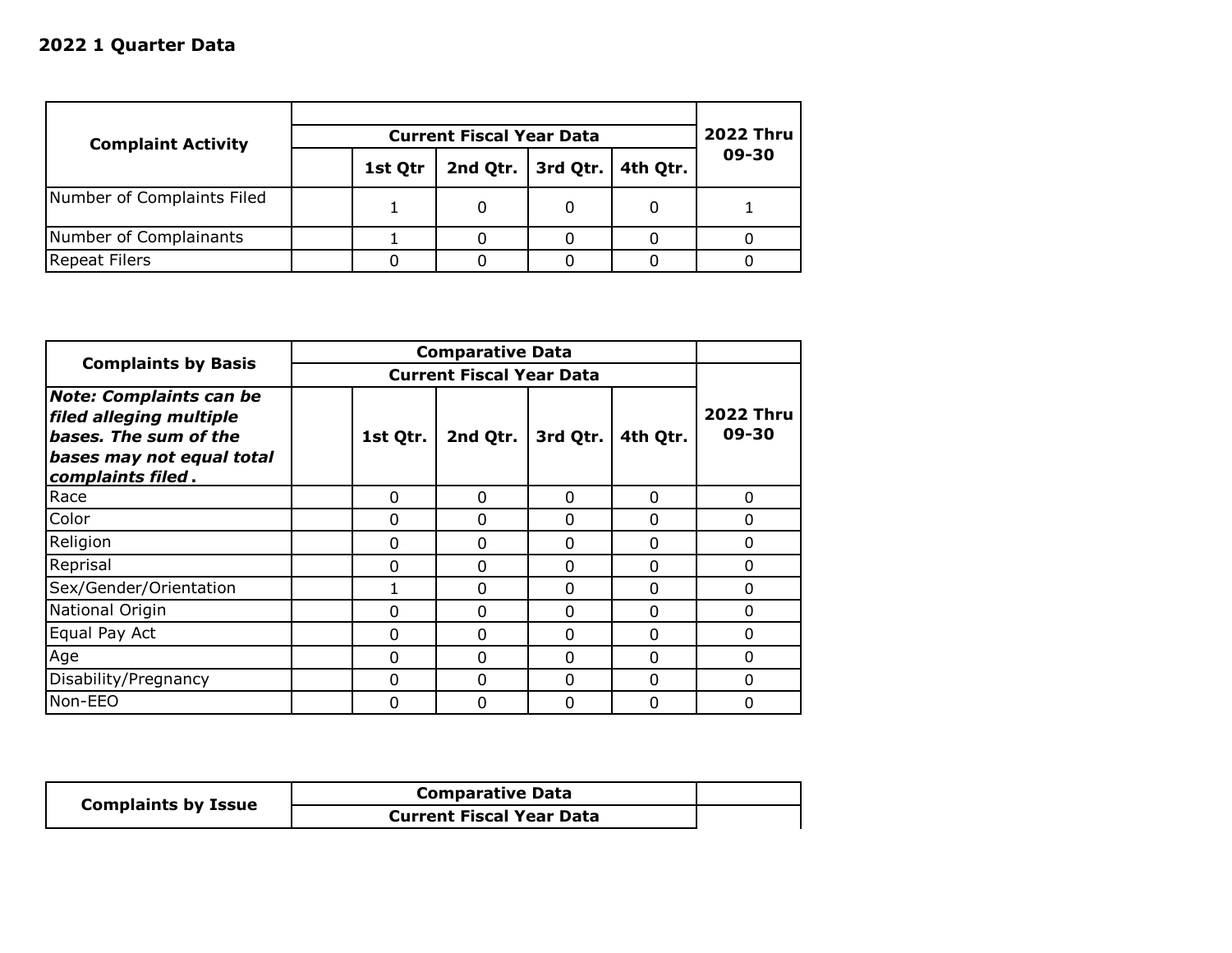**2022 1 Quarter Data**

| Complaint Activity | | Current Fiscal Year Data | | | | 2022 Thru 09-30 |
|---|---|---|---|---|---|---|
| | | 1st Qtr | 2nd Qtr. | 3rd Qtr. | 4th Qtr. | |
| Number of Complaints Filed | | 1 | 0 | 0 | 0 | 1 |
| Number of Complainants | | 1 | 0 | 0 | 0 | 0 |
| Repeat Filers | | 0 | 0 | 0 | 0 | 0 |

| Complaints by Basis | Comparative Data | | | | | |
|---|---|---|---|---|---|---|
| | Current Fiscal Year Data | | | | | |
| ***Note: Complaints can be filed alleging multiple bases. The sum of the bases may not equal total complaints filed.*** | | 1st Qtr. | 2nd Qtr. | 3rd Qtr. | 4th Qtr. | 2022 Thru 09-30 |
| Race | | 0 | 0 | 0 | 0 | 0 |
| Color | | 0 | 0 | 0 | 0 | 0 |
| Religion | | 0 | 0 | 0 | 0 | 0 |
| Reprisal | | 0 | 0 | 0 | 0 | 0 |
| Sex/Gender/Orientation | | 1 | 0 | 0 | 0 | 0 |
| National Origin | | 0 | 0 | 0 | 0 | 0 |
| Equal Pay Act | | 0 | 0 | 0 | 0 | 0 |
| Age | | 0 | 0 | 0 | 0 | 0 |
| Disability/Pregnancy | | 0 | 0 | 0 | 0 | 0 |
| Non-EEO | | 0 | 0 | 0 | 0 | 0 |

| Complaints by Issue | Comparative Data | |
|---|---|---|
| | Current Fiscal Year Data | |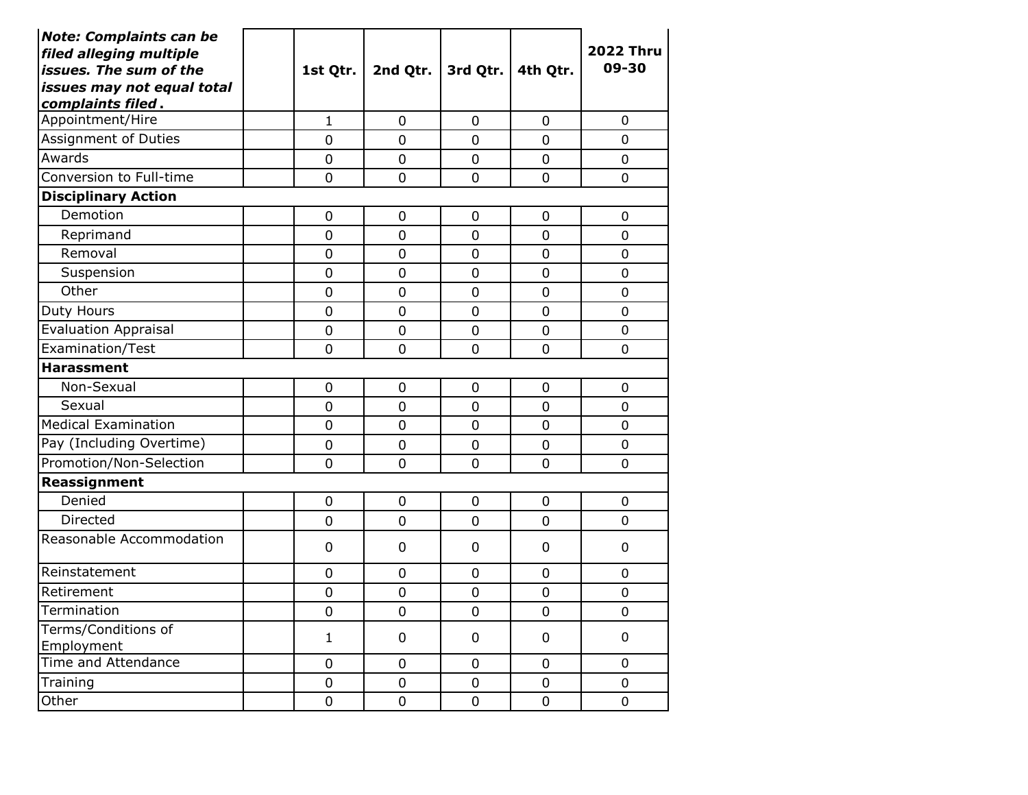| ***Note: Complaints can be filed alleging multiple issues. The sum of the issues may not equal total complaints filed.*** | | 1st Qtr. | 2nd Qtr. | 3rd Qtr. | 4th Qtr. | 2022 Thru 09-30 |
|---|---|---|---|---|---|---|
| Appointment/Hire | | 1 | 0 | 0 | 0 | 0 |
| Assignment of Duties | | 0 | 0 | 0 | 0 | 0 |
| Awards | | 0 | 0 | 0 | 0 | 0 |
| Conversion to Full-time | | 0 | 0 | 0 | 0 | 0 |
| **Disciplinary Action** | | | | | | |
| Demotion | | 0 | 0 | 0 | 0 | 0 |
| Reprimand | | 0 | 0 | 0 | 0 | 0 |
| Removal | | 0 | 0 | 0 | 0 | 0 |
| Suspension | | 0 | 0 | 0 | 0 | 0 |
| Other | | 0 | 0 | 0 | 0 | 0 |
| Duty Hours | | 0 | 0 | 0 | 0 | 0 |
| Evaluation Appraisal | | 0 | 0 | 0 | 0 | 0 |
| Examination/Test | | 0 | 0 | 0 | 0 | 0 |
| **Harassment** | | | | | | |
| Non-Sexual | | 0 | 0 | 0 | 0 | 0 |
| Sexual | | 0 | 0 | 0 | 0 | 0 |
| Medical Examination | | 0 | 0 | 0 | 0 | 0 |
| Pay (Including Overtime) | | 0 | 0 | 0 | 0 | 0 |
| Promotion/Non-Selection | | 0 | 0 | 0 | 0 | 0 |
| **Reassignment** | | | | | | |
| Denied | | 0 | 0 | 0 | 0 | 0 |
| Directed | | 0 | 0 | 0 | 0 | 0 |
| Reasonable Accommodation | | 0 | 0 | 0 | 0 | 0 |
| Reinstatement | | 0 | 0 | 0 | 0 | 0 |
| Retirement | | 0 | 0 | 0 | 0 | 0 |
| Termination | | 0 | 0 | 0 | 0 | 0 |
| Terms/Conditions of Employment | | 1 | 0 | 0 | 0 | 0 |
| Time and Attendance | | 0 | 0 | 0 | 0 | 0 |
| Training | | 0 | 0 | 0 | 0 | 0 |
| Other | | 0 | 0 | 0 | 0 | 0 |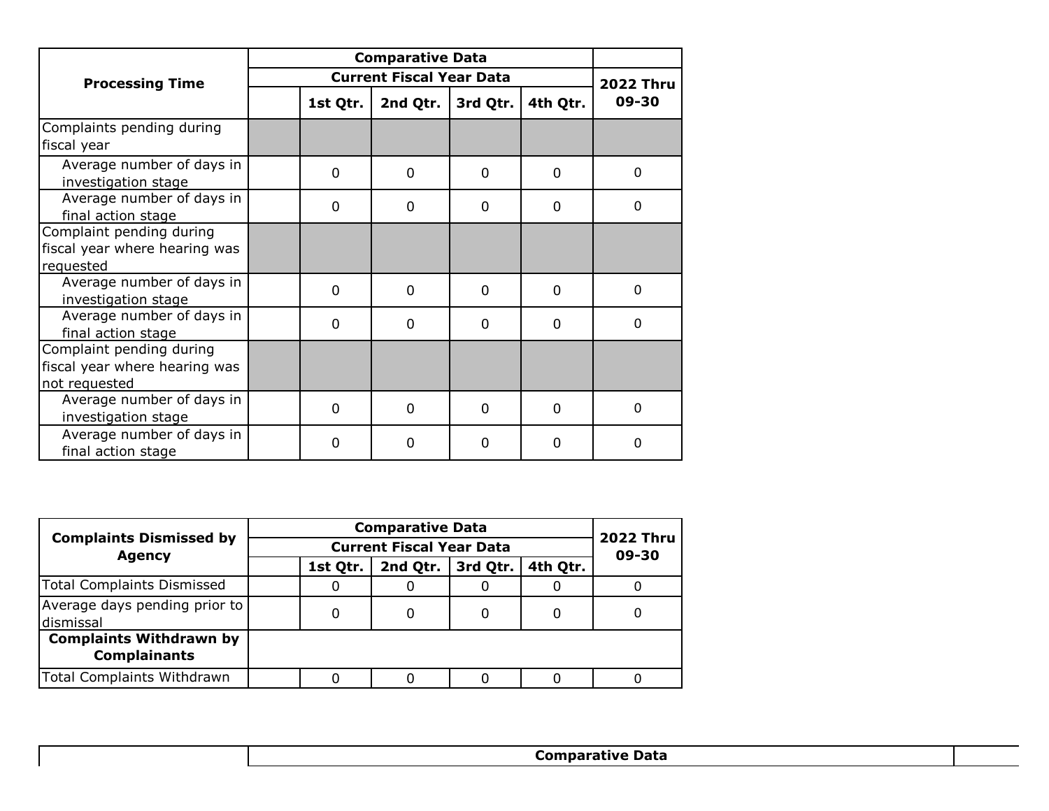| Processing Time | Comparative Data | | | | | |
|---|---|---|---|---|---|---|
| | Current Fiscal Year Data | | | | | 2022 Thru 09-30 |
| | | 1st Qtr. | 2nd Qtr. | 3rd Qtr. | 4th Qtr. | |
| Complaints pending during fiscal year | | | | | | |
| Average number of days in investigation stage | | 0 | 0 | 0 | 0 | 0 |
| Average number of days in final action stage | | 0 | 0 | 0 | 0 | 0 |
| Complaint pending during fiscal year where hearing was requested | | | | | | |
| Average number of days in investigation stage | | 0 | 0 | 0 | 0 | 0 |
| Average number of days in final action stage | | 0 | 0 | 0 | 0 | 0 |
| Complaint pending during fiscal year where hearing was not requested | | | | | | |
| Average number of days in investigation stage | | 0 | 0 | 0 | 0 | 0 |
| Average number of days in final action stage | | 0 | 0 | 0 | 0 | 0 |

| Complaints Dismissed by Agency | Comparative Data | | | | | |
|---|---|---|---|---|---|---|
| | Current Fiscal Year Data | | | | | 2022 Thru 09-30 |
| | | 1st Qtr. | 2nd Qtr. | 3rd Qtr. | 4th Qtr. | |
| Total Complaints Dismissed | | 0 | 0 | 0 | 0 | 0 |
| Average days pending prior to dismissal | | 0 | 0 | 0 | 0 | 0 |
| **Complaints Withdrawn by Complainants** | | | | | | |
| Total Complaints Withdrawn | | 0 | 0 | 0 | 0 | 0 |

| | Comparative Data | |
|---|---|---|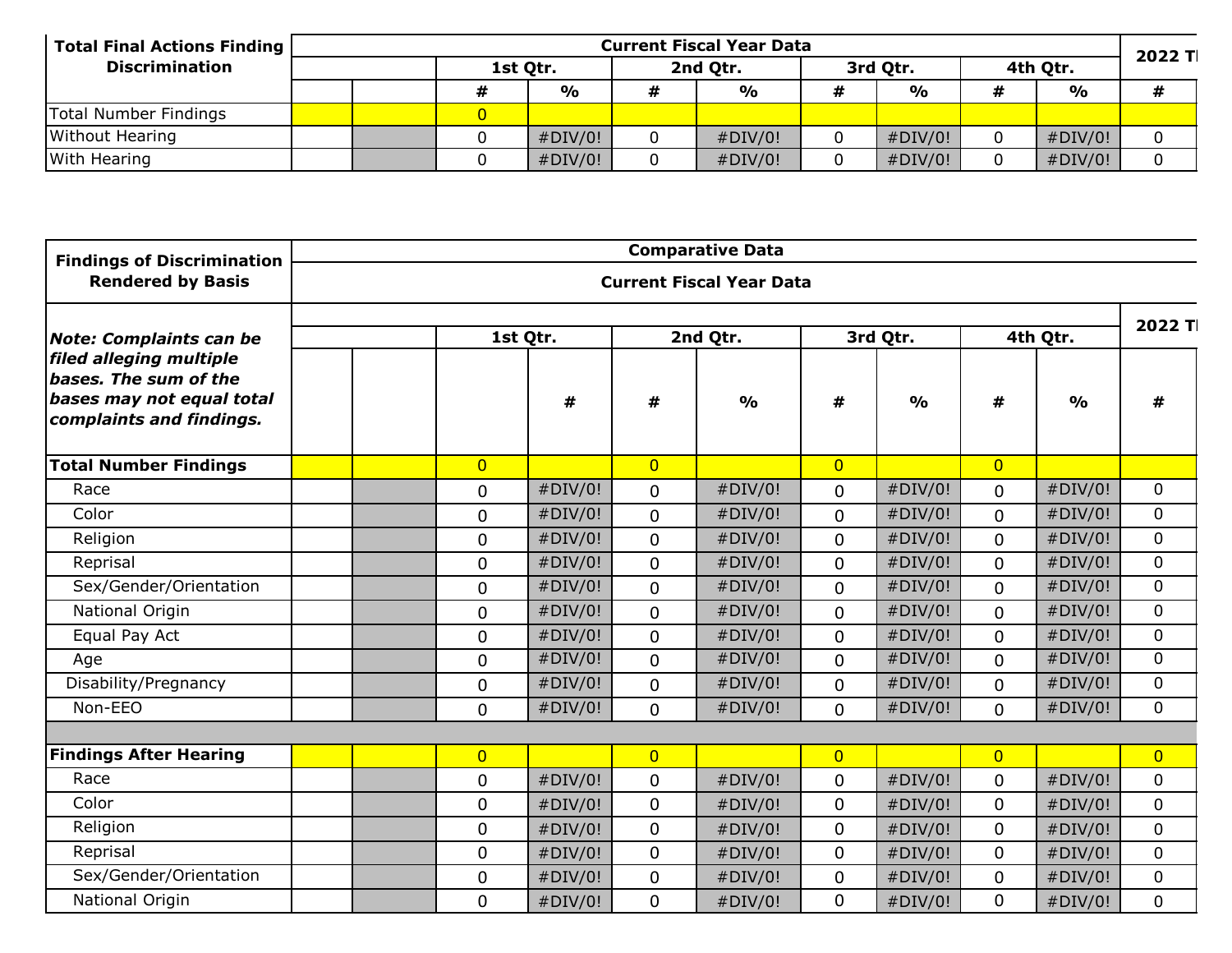| Total Final Actions Finding Discrimination | Current Fiscal Year Data | | | | | | | | | | 2022 Tl |
|---|---|---|---|---|---|---|---|---|---|---|---|
| | | | 1st Qtr. | | 2nd Qtr. | | 3rd Qtr. | | 4th Qtr. | | |
| | | | # | % | # | % | # | % | # | % | # |
| Total Number Findings | | | 0 | | | | | | | | |
| Without Hearing | | | 0 | #DIV/0! | 0 | #DIV/0! | 0 | #DIV/0! | 0 | #DIV/0! | 0 |
| With Hearing | | | 0 | #DIV/0! | 0 | #DIV/0! | 0 | #DIV/0! | 0 | #DIV/0! | 0 |

| Findings of Discrimination Rendered by Basis | Comparative Data | | | | | | | | | | |
|---|---|---|---|---|---|---|---|---|---|---|---|
| | Current Fiscal Year Data | | | | | | | | | | |
| *Note: Complaints can be filed alleging multiple bases. The sum of the bases may not equal total complaints and findings.* | | | 1st Qtr. | | 2nd Qtr. | | 3rd Qtr. | | 4th Qtr. | | 2022 Tl |
| | | | | # | # | % | # | % | # | % | # |
| **Total Number Findings** | | | 0 | | 0 | | 0 | | 0 | | |
| Race | | | 0 | #DIV/0! | 0 | #DIV/0! | 0 | #DIV/0! | 0 | #DIV/0! | 0 |
| Color | | | 0 | #DIV/0! | 0 | #DIV/0! | 0 | #DIV/0! | 0 | #DIV/0! | 0 |
| Religion | | | 0 | #DIV/0! | 0 | #DIV/0! | 0 | #DIV/0! | 0 | #DIV/0! | 0 |
| Reprisal | | | 0 | #DIV/0! | 0 | #DIV/0! | 0 | #DIV/0! | 0 | #DIV/0! | 0 |
| Sex/Gender/Orientation | | | 0 | #DIV/0! | 0 | #DIV/0! | 0 | #DIV/0! | 0 | #DIV/0! | 0 |
| National Origin | | | 0 | #DIV/0! | 0 | #DIV/0! | 0 | #DIV/0! | 0 | #DIV/0! | 0 |
| Equal Pay Act | | | 0 | #DIV/0! | 0 | #DIV/0! | 0 | #DIV/0! | 0 | #DIV/0! | 0 |
| Age | | | 0 | #DIV/0! | 0 | #DIV/0! | 0 | #DIV/0! | 0 | #DIV/0! | 0 |
| Disability/Pregnancy | | | 0 | #DIV/0! | 0 | #DIV/0! | 0 | #DIV/0! | 0 | #DIV/0! | 0 |
| Non-EEO | | | 0 | #DIV/0! | 0 | #DIV/0! | 0 | #DIV/0! | 0 | #DIV/0! | 0 |
| | | | | | | | | | | | |
| **Findings After Hearing** | | | 0 | | 0 | | 0 | | 0 | | 0 |
| Race | | | 0 | #DIV/0! | 0 | #DIV/0! | 0 | #DIV/0! | 0 | #DIV/0! | 0 |
| Color | | | 0 | #DIV/0! | 0 | #DIV/0! | 0 | #DIV/0! | 0 | #DIV/0! | 0 |
| Religion | | | 0 | #DIV/0! | 0 | #DIV/0! | 0 | #DIV/0! | 0 | #DIV/0! | 0 |
| Reprisal | | | 0 | #DIV/0! | 0 | #DIV/0! | 0 | #DIV/0! | 0 | #DIV/0! | 0 |
| Sex/Gender/Orientation | | | 0 | #DIV/0! | 0 | #DIV/0! | 0 | #DIV/0! | 0 | #DIV/0! | 0 |
| National Origin | | | 0 | #DIV/0! | 0 | #DIV/0! | 0 | #DIV/0! | 0 | #DIV/0! | 0 |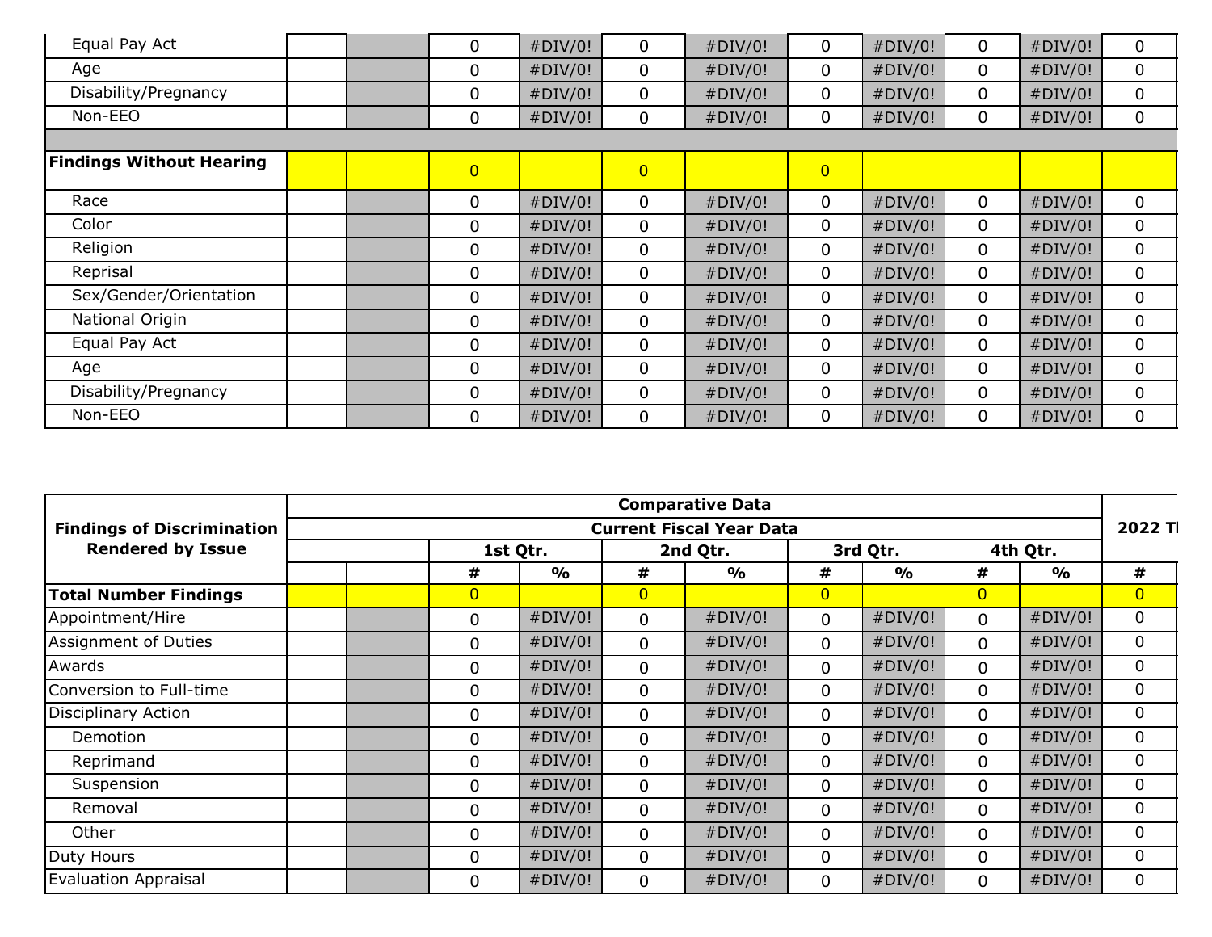| | | | | | | | | | | |
|---|---|---|---|---|---|---|---|---|---|---|
| Equal Pay Act | | | 0 | #DIV/0! | 0 | #DIV/0! | 0 | #DIV/0! | 0 | #DIV/0! | 0 |
| Age | | | 0 | #DIV/0! | 0 | #DIV/0! | 0 | #DIV/0! | 0 | #DIV/0! | 0 |
| Disability/Pregnancy | | | 0 | #DIV/0! | 0 | #DIV/0! | 0 | #DIV/0! | 0 | #DIV/0! | 0 |
| Non-EEO | | | 0 | #DIV/0! | 0 | #DIV/0! | 0 | #DIV/0! | 0 | #DIV/0! | 0 |
| | | | | | | | | | | | |
| **Findings Without Hearing** | | | 0 | | 0 | | 0 | | | | |
| Race | | | 0 | #DIV/0! | 0 | #DIV/0! | 0 | #DIV/0! | 0 | #DIV/0! | 0 |
| Color | | | 0 | #DIV/0! | 0 | #DIV/0! | 0 | #DIV/0! | 0 | #DIV/0! | 0 |
| Religion | | | 0 | #DIV/0! | 0 | #DIV/0! | 0 | #DIV/0! | 0 | #DIV/0! | 0 |
| Reprisal | | | 0 | #DIV/0! | 0 | #DIV/0! | 0 | #DIV/0! | 0 | #DIV/0! | 0 |
| Sex/Gender/Orientation | | | 0 | #DIV/0! | 0 | #DIV/0! | 0 | #DIV/0! | 0 | #DIV/0! | 0 |
| National Origin | | | 0 | #DIV/0! | 0 | #DIV/0! | 0 | #DIV/0! | 0 | #DIV/0! | 0 |
| Equal Pay Act | | | 0 | #DIV/0! | 0 | #DIV/0! | 0 | #DIV/0! | 0 | #DIV/0! | 0 |
| Age | | | 0 | #DIV/0! | 0 | #DIV/0! | 0 | #DIV/0! | 0 | #DIV/0! | 0 |
| Disability/Pregnancy | | | 0 | #DIV/0! | 0 | #DIV/0! | 0 | #DIV/0! | 0 | #DIV/0! | 0 |
| Non-EEO | | | 0 | #DIV/0! | 0 | #DIV/0! | 0 | #DIV/0! | 0 | #DIV/0! | 0 |

| Findings of Discrimination Rendered by Issue | Comparative Data | | | | | | | | | | |
|---|---|---|---|---|---|---|---|---|---|---|---|
| | Current Fiscal Year Data | | | | | | | | | | 2022 T |
| | | | 1st Qtr. | | 2nd Qtr. | | 3rd Qtr. | | 4th Qtr. | | |
| | | | # | % | # | % | # | % | # | % | # |
| **Total Number Findings** | | | 0 | | 0 | | 0 | | 0 | | 0 |
| Appointment/Hire | | | 0 | #DIV/0! | 0 | #DIV/0! | 0 | #DIV/0! | 0 | #DIV/0! | 0 |
| Assignment of Duties | | | 0 | #DIV/0! | 0 | #DIV/0! | 0 | #DIV/0! | 0 | #DIV/0! | 0 |
| Awards | | | 0 | #DIV/0! | 0 | #DIV/0! | 0 | #DIV/0! | 0 | #DIV/0! | 0 |
| Conversion to Full-time | | | 0 | #DIV/0! | 0 | #DIV/0! | 0 | #DIV/0! | 0 | #DIV/0! | 0 |
| Disciplinary Action | | | 0 | #DIV/0! | 0 | #DIV/0! | 0 | #DIV/0! | 0 | #DIV/0! | 0 |
| Demotion | | | 0 | #DIV/0! | 0 | #DIV/0! | 0 | #DIV/0! | 0 | #DIV/0! | 0 |
| Reprimand | | | 0 | #DIV/0! | 0 | #DIV/0! | 0 | #DIV/0! | 0 | #DIV/0! | 0 |
| Suspension | | | 0 | #DIV/0! | 0 | #DIV/0! | 0 | #DIV/0! | 0 | #DIV/0! | 0 |
| Removal | | | 0 | #DIV/0! | 0 | #DIV/0! | 0 | #DIV/0! | 0 | #DIV/0! | 0 |
| Other | | | 0 | #DIV/0! | 0 | #DIV/0! | 0 | #DIV/0! | 0 | #DIV/0! | 0 |
| Duty Hours | | | 0 | #DIV/0! | 0 | #DIV/0! | 0 | #DIV/0! | 0 | #DIV/0! | 0 |
| Evaluation Appraisal | | | 0 | #DIV/0! | 0 | #DIV/0! | 0 | #DIV/0! | 0 | #DIV/0! | 0 |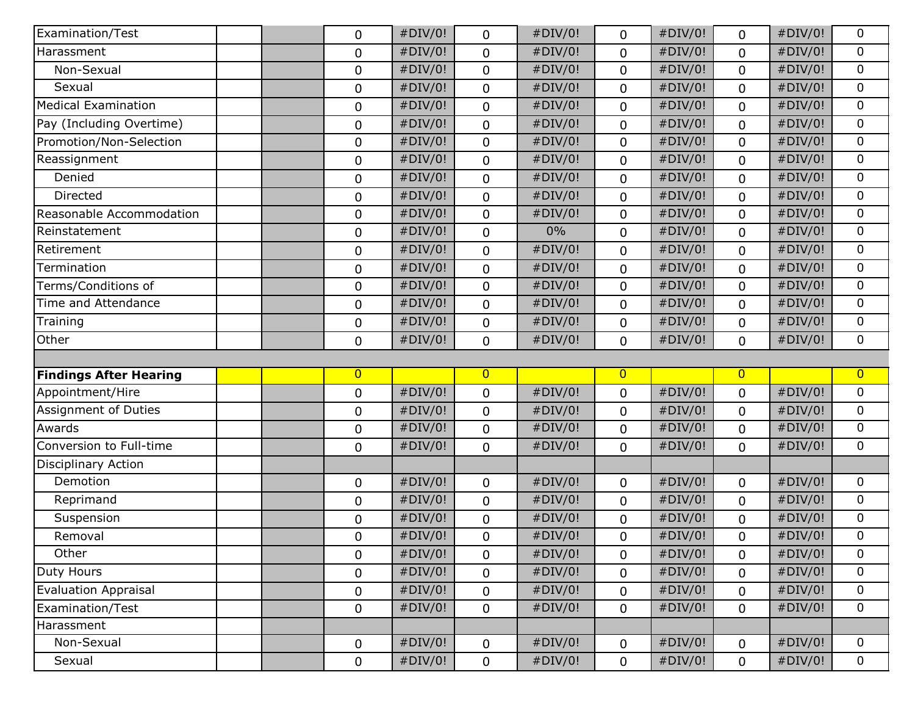| | | | | | | | | | | | |
|---|---|---|---|---|---|---|---|---|---|---|---|
| Examination/Test | | | 0 | #DIV/0! | 0 | #DIV/0! | 0 | #DIV/0! | 0 | #DIV/0! | 0 |
| Harassment | | | 0 | #DIV/0! | 0 | #DIV/0! | 0 | #DIV/0! | 0 | #DIV/0! | 0 |
| Non-Sexual | | | 0 | #DIV/0! | 0 | #DIV/0! | 0 | #DIV/0! | 0 | #DIV/0! | 0 |
| Sexual | | | 0 | #DIV/0! | 0 | #DIV/0! | 0 | #DIV/0! | 0 | #DIV/0! | 0 |
| Medical Examination | | | 0 | #DIV/0! | 0 | #DIV/0! | 0 | #DIV/0! | 0 | #DIV/0! | 0 |
| Pay (Including Overtime) | | | 0 | #DIV/0! | 0 | #DIV/0! | 0 | #DIV/0! | 0 | #DIV/0! | 0 |
| Promotion/Non-Selection | | | 0 | #DIV/0! | 0 | #DIV/0! | 0 | #DIV/0! | 0 | #DIV/0! | 0 |
| Reassignment | | | 0 | #DIV/0! | 0 | #DIV/0! | 0 | #DIV/0! | 0 | #DIV/0! | 0 |
| Denied | | | 0 | #DIV/0! | 0 | #DIV/0! | 0 | #DIV/0! | 0 | #DIV/0! | 0 |
| Directed | | | 0 | #DIV/0! | 0 | #DIV/0! | 0 | #DIV/0! | 0 | #DIV/0! | 0 |
| Reasonable Accommodation | | | 0 | #DIV/0! | 0 | #DIV/0! | 0 | #DIV/0! | 0 | #DIV/0! | 0 |
| Reinstatement | | | 0 | #DIV/0! | 0 | 0% | 0 | #DIV/0! | 0 | #DIV/0! | 0 |
| Retirement | | | 0 | #DIV/0! | 0 | #DIV/0! | 0 | #DIV/0! | 0 | #DIV/0! | 0 |
| Termination | | | 0 | #DIV/0! | 0 | #DIV/0! | 0 | #DIV/0! | 0 | #DIV/0! | 0 |
| Terms/Conditions of | | | 0 | #DIV/0! | 0 | #DIV/0! | 0 | #DIV/0! | 0 | #DIV/0! | 0 |
| Time and Attendance | | | 0 | #DIV/0! | 0 | #DIV/0! | 0 | #DIV/0! | 0 | #DIV/0! | 0 |
| Training | | | 0 | #DIV/0! | 0 | #DIV/0! | 0 | #DIV/0! | 0 | #DIV/0! | 0 |
| Other | | | 0 | #DIV/0! | 0 | #DIV/0! | 0 | #DIV/0! | 0 | #DIV/0! | 0 |
| | | | | | | | | | | | |
| **Findings After Hearing** | | | 0 | | 0 | | 0 | | 0 | | 0 |
| Appointment/Hire | | | 0 | #DIV/0! | 0 | #DIV/0! | 0 | #DIV/0! | 0 | #DIV/0! | 0 |
| Assignment of Duties | | | 0 | #DIV/0! | 0 | #DIV/0! | 0 | #DIV/0! | 0 | #DIV/0! | 0 |
| Awards | | | 0 | #DIV/0! | 0 | #DIV/0! | 0 | #DIV/0! | 0 | #DIV/0! | 0 |
| Conversion to Full-time | | | 0 | #DIV/0! | 0 | #DIV/0! | 0 | #DIV/0! | 0 | #DIV/0! | 0 |
| Disciplinary Action | | | | | | | | | | | |
| Demotion | | | 0 | #DIV/0! | 0 | #DIV/0! | 0 | #DIV/0! | 0 | #DIV/0! | 0 |
| Reprimand | | | 0 | #DIV/0! | 0 | #DIV/0! | 0 | #DIV/0! | 0 | #DIV/0! | 0 |
| Suspension | | | 0 | #DIV/0! | 0 | #DIV/0! | 0 | #DIV/0! | 0 | #DIV/0! | 0 |
| Removal | | | 0 | #DIV/0! | 0 | #DIV/0! | 0 | #DIV/0! | 0 | #DIV/0! | 0 |
| Other | | | 0 | #DIV/0! | 0 | #DIV/0! | 0 | #DIV/0! | 0 | #DIV/0! | 0 |
| Duty Hours | | | 0 | #DIV/0! | 0 | #DIV/0! | 0 | #DIV/0! | 0 | #DIV/0! | 0 |
| Evaluation Appraisal | | | 0 | #DIV/0! | 0 | #DIV/0! | 0 | #DIV/0! | 0 | #DIV/0! | 0 |
| Examination/Test | | | 0 | #DIV/0! | 0 | #DIV/0! | 0 | #DIV/0! | 0 | #DIV/0! | 0 |
| Harassment | | | | | | | | | | | |
| Non-Sexual | | | 0 | #DIV/0! | 0 | #DIV/0! | 0 | #DIV/0! | 0 | #DIV/0! | 0 |
| Sexual | | | 0 | #DIV/0! | 0 | #DIV/0! | 0 | #DIV/0! | 0 | #DIV/0! | 0 |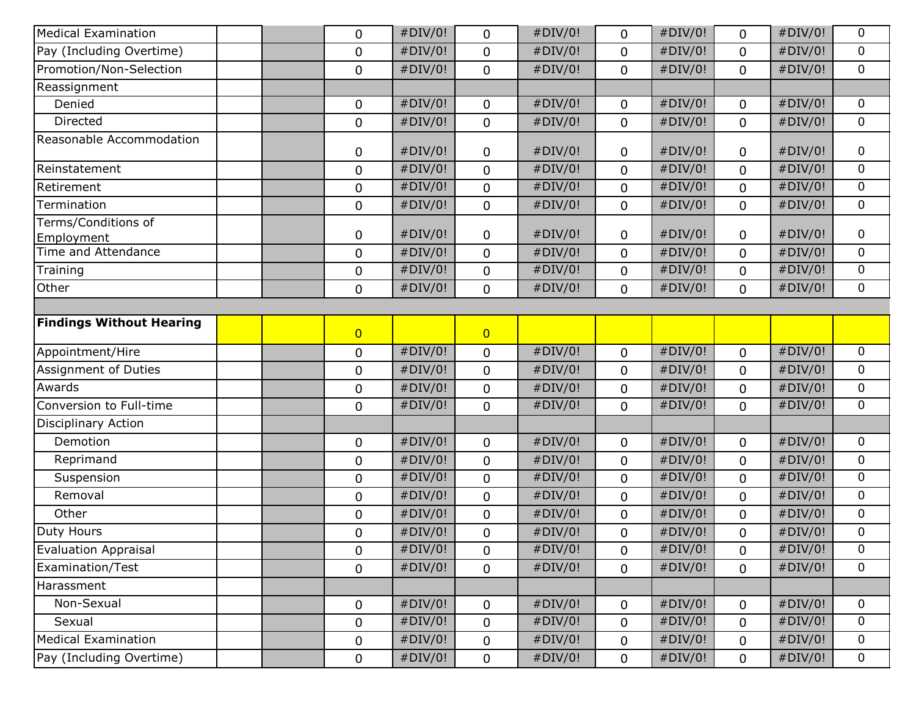| | | | | | | | | | | | |
|---|---|---|---|---|---|---|---|---|---|---|---|
| Medical Examination | | | 0 | #DIV/0! | 0 | #DIV/0! | 0 | #DIV/0! | 0 | #DIV/0! | 0 |
| Pay (Including Overtime) | | | 0 | #DIV/0! | 0 | #DIV/0! | 0 | #DIV/0! | 0 | #DIV/0! | 0 |
| Promotion/Non-Selection | | | 0 | #DIV/0! | 0 | #DIV/0! | 0 | #DIV/0! | 0 | #DIV/0! | 0 |
| Reassignment | | | | | | | | | | | |
| Denied | | | 0 | #DIV/0! | 0 | #DIV/0! | 0 | #DIV/0! | 0 | #DIV/0! | 0 |
| Directed | | | 0 | #DIV/0! | 0 | #DIV/0! | 0 | #DIV/0! | 0 | #DIV/0! | 0 |
| Reasonable Accommodation | | | 0 | #DIV/0! | 0 | #DIV/0! | 0 | #DIV/0! | 0 | #DIV/0! | 0 |
| Reinstatement | | | 0 | #DIV/0! | 0 | #DIV/0! | 0 | #DIV/0! | 0 | #DIV/0! | 0 |
| Retirement | | | 0 | #DIV/0! | 0 | #DIV/0! | 0 | #DIV/0! | 0 | #DIV/0! | 0 |
| Termination | | | 0 | #DIV/0! | 0 | #DIV/0! | 0 | #DIV/0! | 0 | #DIV/0! | 0 |
| Terms/Conditions of Employment | | | 0 | #DIV/0! | 0 | #DIV/0! | 0 | #DIV/0! | 0 | #DIV/0! | 0 |
| Time and Attendance | | | 0 | #DIV/0! | 0 | #DIV/0! | 0 | #DIV/0! | 0 | #DIV/0! | 0 |
| Training | | | 0 | #DIV/0! | 0 | #DIV/0! | 0 | #DIV/0! | 0 | #DIV/0! | 0 |
| Other | | | 0 | #DIV/0! | 0 | #DIV/0! | 0 | #DIV/0! | 0 | #DIV/0! | 0 |
| | | | | | | | | | | | |
| **Findings Without Hearing** | | | 0 | | 0 | | | | | | |
| Appointment/Hire | | | 0 | #DIV/0! | 0 | #DIV/0! | 0 | #DIV/0! | 0 | #DIV/0! | 0 |
| Assignment of Duties | | | 0 | #DIV/0! | 0 | #DIV/0! | 0 | #DIV/0! | 0 | #DIV/0! | 0 |
| Awards | | | 0 | #DIV/0! | 0 | #DIV/0! | 0 | #DIV/0! | 0 | #DIV/0! | 0 |
| Conversion to Full-time | | | 0 | #DIV/0! | 0 | #DIV/0! | 0 | #DIV/0! | 0 | #DIV/0! | 0 |
| Disciplinary Action | | | | | | | | | | | |
| Demotion | | | 0 | #DIV/0! | 0 | #DIV/0! | 0 | #DIV/0! | 0 | #DIV/0! | 0 |
| Reprimand | | | 0 | #DIV/0! | 0 | #DIV/0! | 0 | #DIV/0! | 0 | #DIV/0! | 0 |
| Suspension | | | 0 | #DIV/0! | 0 | #DIV/0! | 0 | #DIV/0! | 0 | #DIV/0! | 0 |
| Removal | | | 0 | #DIV/0! | 0 | #DIV/0! | 0 | #DIV/0! | 0 | #DIV/0! | 0 |
| Other | | | 0 | #DIV/0! | 0 | #DIV/0! | 0 | #DIV/0! | 0 | #DIV/0! | 0 |
| Duty Hours | | | 0 | #DIV/0! | 0 | #DIV/0! | 0 | #DIV/0! | 0 | #DIV/0! | 0 |
| Evaluation Appraisal | | | 0 | #DIV/0! | 0 | #DIV/0! | 0 | #DIV/0! | 0 | #DIV/0! | 0 |
| Examination/Test | | | 0 | #DIV/0! | 0 | #DIV/0! | 0 | #DIV/0! | 0 | #DIV/0! | 0 |
| Harassment | | | | | | | | | | | |
| Non-Sexual | | | 0 | #DIV/0! | 0 | #DIV/0! | 0 | #DIV/0! | 0 | #DIV/0! | 0 |
| Sexual | | | 0 | #DIV/0! | 0 | #DIV/0! | 0 | #DIV/0! | 0 | #DIV/0! | 0 |
| Medical Examination | | | 0 | #DIV/0! | 0 | #DIV/0! | 0 | #DIV/0! | 0 | #DIV/0! | 0 |
| Pay (Including Overtime) | | | 0 | #DIV/0! | 0 | #DIV/0! | 0 | #DIV/0! | 0 | #DIV/0! | 0 |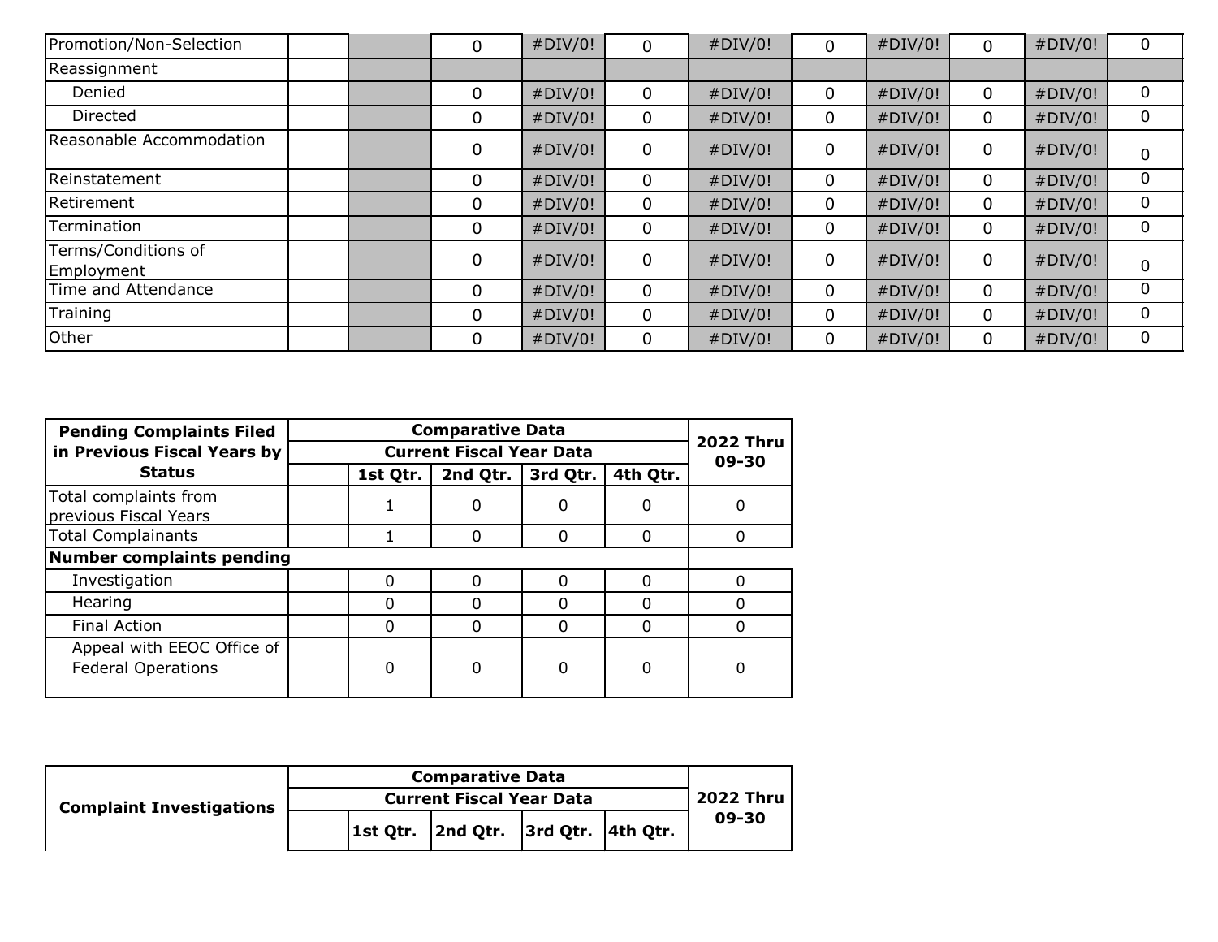| | | | | | | | | | | | |
|---|---|---|---|---|---|---|---|---|---|---|---|
| Promotion/Non-Selection | | | 0 | #DIV/0! | 0 | #DIV/0! | 0 | #DIV/0! | 0 | #DIV/0! | 0 |
| Reassignment | | | | | | | | | | | |
| Denied | | | 0 | #DIV/0! | 0 | #DIV/0! | 0 | #DIV/0! | 0 | #DIV/0! | 0 |
| Directed | | | 0 | #DIV/0! | 0 | #DIV/0! | 0 | #DIV/0! | 0 | #DIV/0! | 0 |
| Reasonable Accommodation | | | 0 | #DIV/0! | 0 | #DIV/0! | 0 | #DIV/0! | 0 | #DIV/0! | 0 |
| Reinstatement | | | 0 | #DIV/0! | 0 | #DIV/0! | 0 | #DIV/0! | 0 | #DIV/0! | 0 |
| Retirement | | | 0 | #DIV/0! | 0 | #DIV/0! | 0 | #DIV/0! | 0 | #DIV/0! | 0 |
| Termination | | | 0 | #DIV/0! | 0 | #DIV/0! | 0 | #DIV/0! | 0 | #DIV/0! | 0 |
| Terms/Conditions of Employment | | | 0 | #DIV/0! | 0 | #DIV/0! | 0 | #DIV/0! | 0 | #DIV/0! | 0 |
| Time and Attendance | | | 0 | #DIV/0! | 0 | #DIV/0! | 0 | #DIV/0! | 0 | #DIV/0! | 0 |
| Training | | | 0 | #DIV/0! | 0 | #DIV/0! | 0 | #DIV/0! | 0 | #DIV/0! | 0 |
| Other | | | 0 | #DIV/0! | 0 | #DIV/0! | 0 | #DIV/0! | 0 | #DIV/0! | 0 |

| Pending Complaints Filed in Previous Fiscal Years by Status | Comparative Data | | | | | 2022 Thru 09-30 |
|---|---|---|---|---|---|---|
| | Current Fiscal Year Data | | | | | |
| | | 1st Qtr. | 2nd Qtr. | 3rd Qtr. | 4th Qtr. | |
| Total complaints from previous Fiscal Years | | 1 | 0 | 0 | 0 | 0 |
| Total Complainants | | 1 | 0 | 0 | 0 | 0 |
| **Number complaints pending** | | | | | | |
| Investigation | | 0 | 0 | 0 | 0 | 0 |
| Hearing | | 0 | 0 | 0 | 0 | 0 |
| Final Action | | 0 | 0 | 0 | 0 | 0 |
| Appeal with EEOC Office of Federal Operations | | 0 | 0 | 0 | 0 | 0 |

| Complaint Investigations | Comparative Data | | | | | 2022 Thru 09-30 |
|---|---|---|---|---|---|---|
| | Current Fiscal Year Data | | | | | |
| | | 1st Qtr. | 2nd Qtr. | 3rd Qtr. | 4th Qtr. | |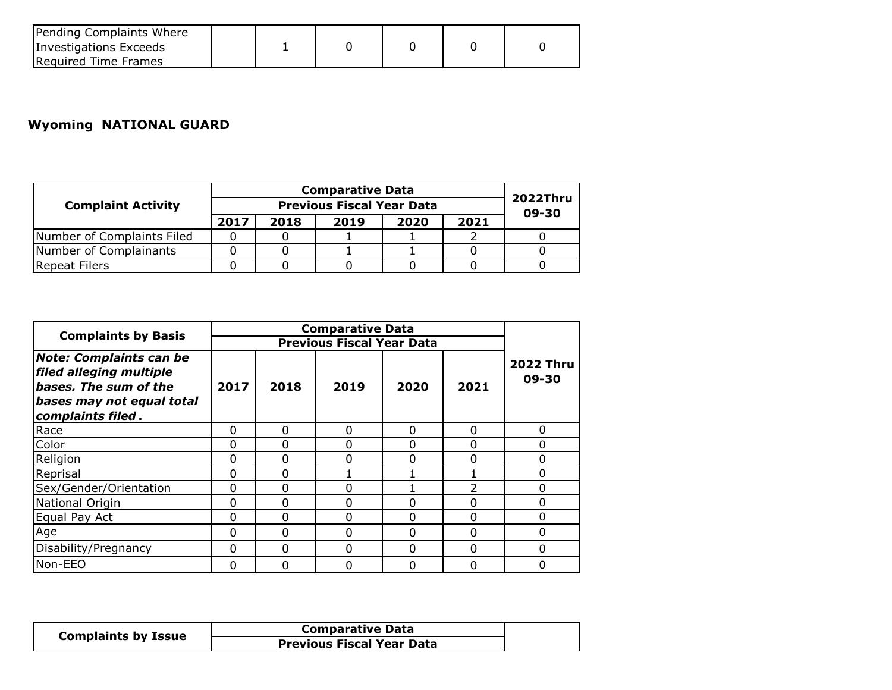| Pending Complaints Where Investigations Exceeds Required Time Frames | | 1 | 0 | 0 | 0 | 0 |
|---|---|---|---|---|---|---|

## Wyoming NATIONAL GUARD

| Complaint Activity | Comparative Data | | | | | 2022Thru 09-30 |
|---|---|---|---|---|---|---|
| | Previous Fiscal Year Data | | | | | |
| | 2017 | 2018 | 2019 | 2020 | 2021 | |
| Number of Complaints Filed | 0 | 0 | 1 | 1 | 2 | 0 |
| Number of Complainants | 0 | 0 | 1 | 1 | 0 | 0 |
| Repeat Filers | 0 | 0 | 0 | 0 | 0 | 0 |

| Complaints by Basis | Comparative Data | | | | | |
|---|---|---|---|---|---|---|
| | Previous Fiscal Year Data | | | | | |
| ***Note: Complaints can be filed alleging multiple bases. The sum of the bases may not equal total complaints filed.*** | 2017 | 2018 | 2019 | 2020 | 2021 | 2022 Thru 09-30 |
| Race | 0 | 0 | 0 | 0 | 0 | 0 |
| Color | 0 | 0 | 0 | 0 | 0 | 0 |
| Religion | 0 | 0 | 0 | 0 | 0 | 0 |
| Reprisal | 0 | 0 | 1 | 1 | 1 | 0 |
| Sex/Gender/Orientation | 0 | 0 | 0 | 1 | 2 | 0 |
| National Origin | 0 | 0 | 0 | 0 | 0 | 0 |
| Equal Pay Act | 0 | 0 | 0 | 0 | 0 | 0 |
| Age | 0 | 0 | 0 | 0 | 0 | 0 |
| Disability/Pregnancy | 0 | 0 | 0 | 0 | 0 | 0 |
| Non-EEO | 0 | 0 | 0 | 0 | 0 | 0 |

| Complaints by Issue | Comparative Data | | | | | |
|---|---|---|---|---|---|---|
| | Previous Fiscal Year Data | | | | | |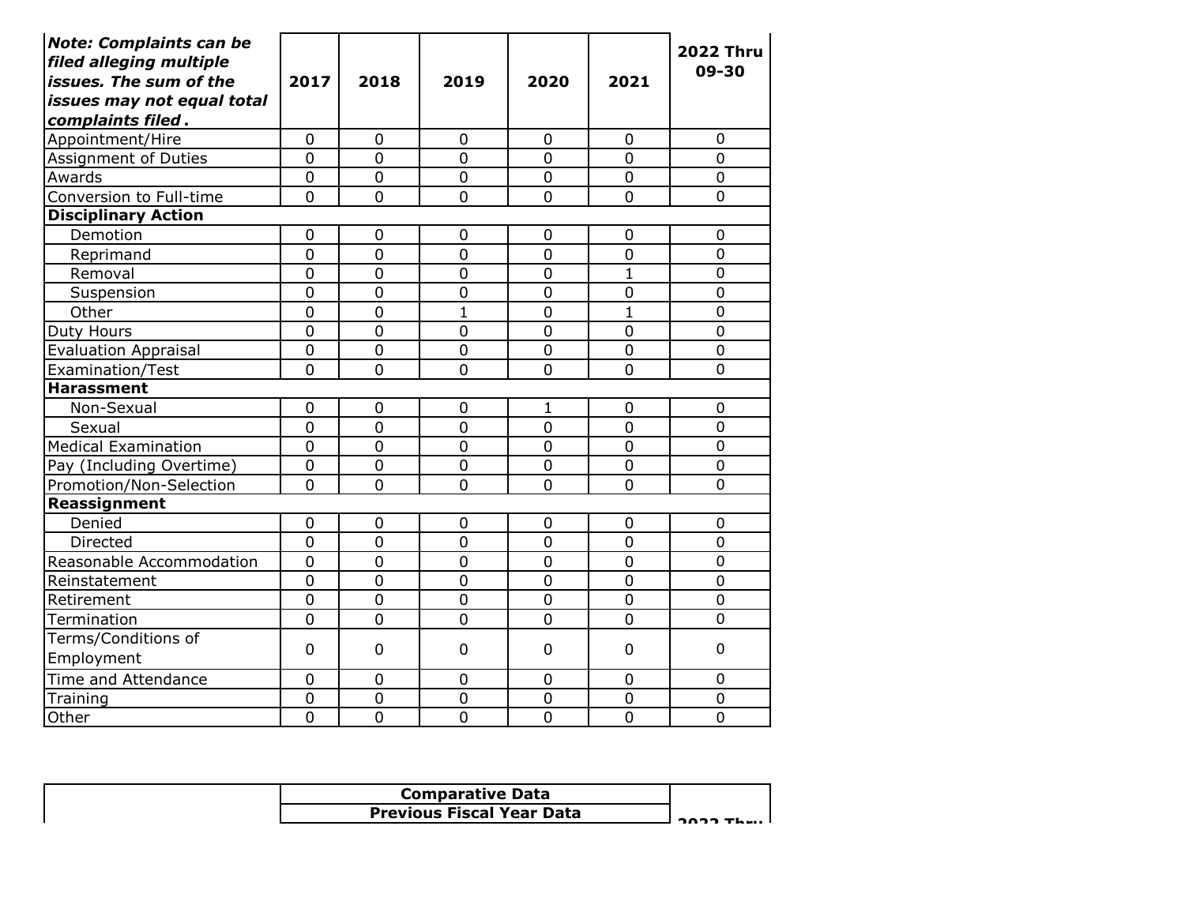| *Note: Complaints can be filed alleging multiple issues. The sum of the issues may not equal total complaints filed*. | 2017 | 2018 | 2019 | 2020 | 2021 | 2022 Thru 09-30 |
|---|---|---|---|---|---|---|
| Appointment/Hire | 0 | 0 | 0 | 0 | 0 | 0 |
| Assignment of Duties | 0 | 0 | 0 | 0 | 0 | 0 |
| Awards | 0 | 0 | 0 | 0 | 0 | 0 |
| Conversion to Full-time | 0 | 0 | 0 | 0 | 0 | 0 |
| **Disciplinary Action** | | | | | | |
| Demotion | 0 | 0 | 0 | 0 | 0 | 0 |
| Reprimand | 0 | 0 | 0 | 0 | 0 | 0 |
| Removal | 0 | 0 | 0 | 0 | 1 | 0 |
| Suspension | 0 | 0 | 0 | 0 | 0 | 0 |
| Other | 0 | 0 | 1 | 0 | 1 | 0 |
| Duty Hours | 0 | 0 | 0 | 0 | 0 | 0 |
| Evaluation Appraisal | 0 | 0 | 0 | 0 | 0 | 0 |
| Examination/Test | 0 | 0 | 0 | 0 | 0 | 0 |
| **Harassment** | | | | | | |
| Non-Sexual | 0 | 0 | 0 | 1 | 0 | 0 |
| Sexual | 0 | 0 | 0 | 0 | 0 | 0 |
| Medical Examination | 0 | 0 | 0 | 0 | 0 | 0 |
| Pay (Including Overtime) | 0 | 0 | 0 | 0 | 0 | 0 |
| Promotion/Non-Selection | 0 | 0 | 0 | 0 | 0 | 0 |
| **Reassignment** | | | | | | |
| Denied | 0 | 0 | 0 | 0 | 0 | 0 |
| Directed | 0 | 0 | 0 | 0 | 0 | 0 |
| Reasonable Accommodation | 0 | 0 | 0 | 0 | 0 | 0 |
| Reinstatement | 0 | 0 | 0 | 0 | 0 | 0 |
| Retirement | 0 | 0 | 0 | 0 | 0 | 0 |
| Termination | 0 | 0 | 0 | 0 | 0 | 0 |
| Terms/Conditions of Employment | 0 | 0 | 0 | 0 | 0 | 0 |
| Time and Attendance | 0 | 0 | 0 | 0 | 0 | 0 |
| Training | 0 | 0 | 0 | 0 | 0 | 0 |
| Other | 0 | 0 | 0 | 0 | 0 | 0 |

| | Comparative Data | | | | | 2022 Thru |
|---|---|---|---|---|---|---|
| | Previous Fiscal Year Data | | | | | |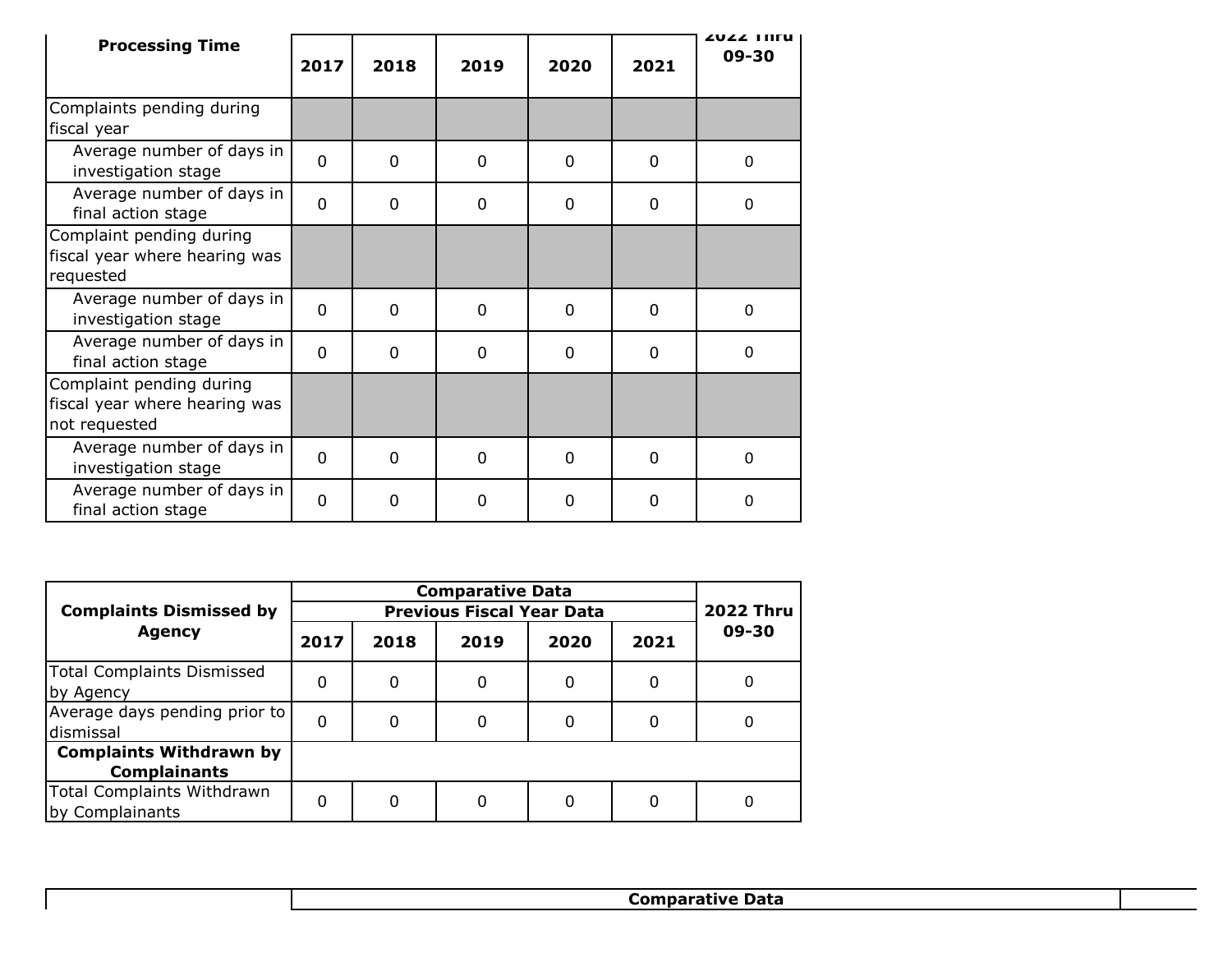| Processing Time | 2017 | 2018 | 2019 | 2020 | 2021 | 2022 Thru 09-30 |
|---|---|---|---|---|---|---|
| Complaints pending during fiscal year | | | | | | |
| Average number of days in investigation stage | 0 | 0 | 0 | 0 | 0 | 0 |
| Average number of days in final action stage | 0 | 0 | 0 | 0 | 0 | 0 |
| Complaint pending during fiscal year where hearing was requested | | | | | | |
| Average number of days in investigation stage | 0 | 0 | 0 | 0 | 0 | 0 |
| Average number of days in final action stage | 0 | 0 | 0 | 0 | 0 | 0 |
| Complaint pending during fiscal year where hearing was not requested | | | | | | |
| Average number of days in investigation stage | 0 | 0 | 0 | 0 | 0 | 0 |
| Average number of days in final action stage | 0 | 0 | 0 | 0 | 0 | 0 |

| Complaints Dismissed by Agency | Comparative Data | | | | | 2022 Thru 09-30 |
|---|---|---|---|---|---|---|
| | Previous Fiscal Year Data | | | | | |
| | 2017 | 2018 | 2019 | 2020 | 2021 | |
| Total Complaints Dismissed by Agency | 0 | 0 | 0 | 0 | 0 | 0 |
| Average days pending prior to dismissal | 0 | 0 | 0 | 0 | 0 | 0 |
| **Complaints Withdrawn by Complainants** | | | | | | |
| Total Complaints Withdrawn by Complainants | 0 | 0 | 0 | 0 | 0 | 0 |

| | Comparative Data | |
|---|---|---|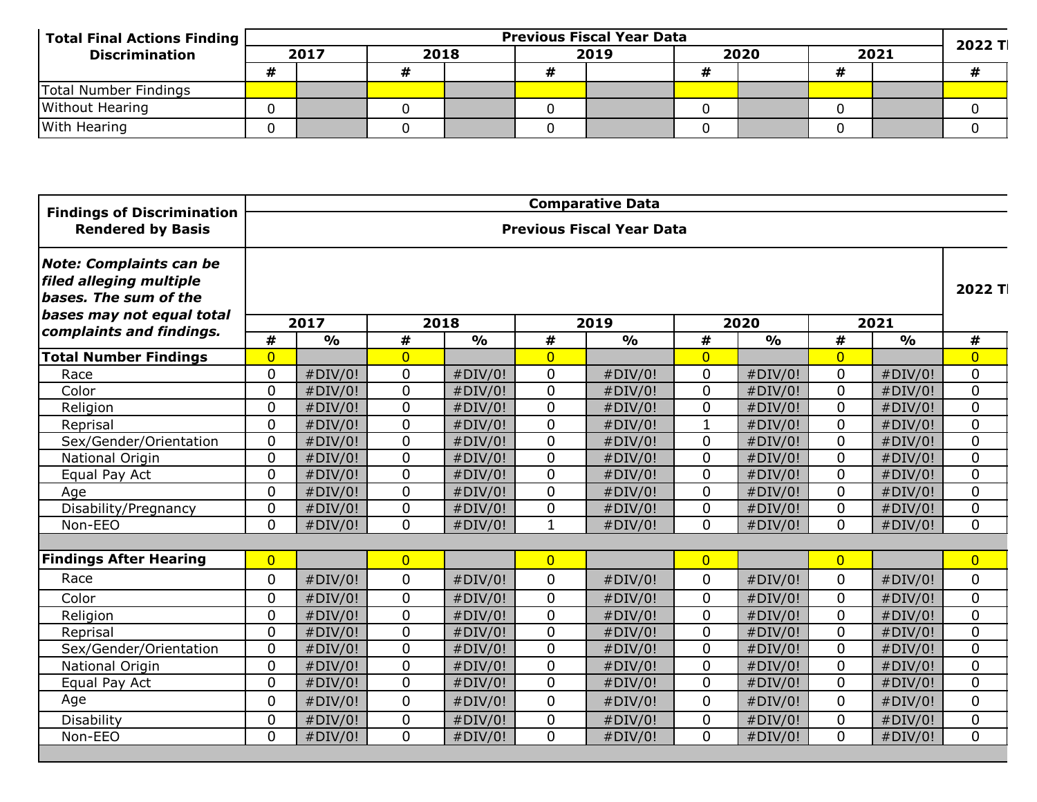| Total Final Actions Finding Discrimination | Previous Fiscal Year Data | | | | | | | | | | 2022 Tl |
|---|---|---|---|---|---|---|---|---|---|---|---|
| | 2017 | | 2018 | | 2019 | | 2020 | | 2021 | | |
| | # | | # | | # | | # | | # | | # |
| Total Number Findings | | | | | | | | | | | |
| Without Hearing | 0 | | 0 | | 0 | | 0 | | 0 | | 0 |
| With Hearing | 0 | | 0 | | 0 | | 0 | | 0 | | 0 |

| Findings of Discrimination Rendered by Basis | Comparative Data | | | | | | | | | | |
|---|---|---|---|---|---|---|---|---|---|---|---|
| | Previous Fiscal Year Data | | | | | | | | | | |
| ***Note: Complaints can be filed alleging multiple bases. The sum of the bases may not equal total complaints and findings.*** | | | | | | | | | | | 2022 Tl |
| | 2017 | | 2018 | | 2019 | | 2020 | | 2021 | | |
| | # | % | # | % | # | % | # | % | # | % | # |
| **Total Number Findings** | 0 | | 0 | | 0 | | 0 | | 0 | | 0 |
| Race | 0 | #DIV/0! | 0 | #DIV/0! | 0 | #DIV/0! | 0 | #DIV/0! | 0 | #DIV/0! | 0 |
| Color | 0 | #DIV/0! | 0 | #DIV/0! | 0 | #DIV/0! | 0 | #DIV/0! | 0 | #DIV/0! | 0 |
| Religion | 0 | #DIV/0! | 0 | #DIV/0! | 0 | #DIV/0! | 0 | #DIV/0! | 0 | #DIV/0! | 0 |
| Reprisal | 0 | #DIV/0! | 0 | #DIV/0! | 0 | #DIV/0! | 1 | #DIV/0! | 0 | #DIV/0! | 0 |
| Sex/Gender/Orientation | 0 | #DIV/0! | 0 | #DIV/0! | 0 | #DIV/0! | 0 | #DIV/0! | 0 | #DIV/0! | 0 |
| National Origin | 0 | #DIV/0! | 0 | #DIV/0! | 0 | #DIV/0! | 0 | #DIV/0! | 0 | #DIV/0! | 0 |
| Equal Pay Act | 0 | #DIV/0! | 0 | #DIV/0! | 0 | #DIV/0! | 0 | #DIV/0! | 0 | #DIV/0! | 0 |
| Age | 0 | #DIV/0! | 0 | #DIV/0! | 0 | #DIV/0! | 0 | #DIV/0! | 0 | #DIV/0! | 0 |
| Disability/Pregnancy | 0 | #DIV/0! | 0 | #DIV/0! | 0 | #DIV/0! | 0 | #DIV/0! | 0 | #DIV/0! | 0 |
| Non-EEO | 0 | #DIV/0! | 0 | #DIV/0! | 1 | #DIV/0! | 0 | #DIV/0! | 0 | #DIV/0! | 0 |
| | | | | | | | | | | | |
| **Findings After Hearing** | 0 | | 0 | | 0 | | 0 | | 0 | | 0 |
| Race | 0 | #DIV/0! | 0 | #DIV/0! | 0 | #DIV/0! | 0 | #DIV/0! | 0 | #DIV/0! | 0 |
| Color | 0 | #DIV/0! | 0 | #DIV/0! | 0 | #DIV/0! | 0 | #DIV/0! | 0 | #DIV/0! | 0 |
| Religion | 0 | #DIV/0! | 0 | #DIV/0! | 0 | #DIV/0! | 0 | #DIV/0! | 0 | #DIV/0! | 0 |
| Reprisal | 0 | #DIV/0! | 0 | #DIV/0! | 0 | #DIV/0! | 0 | #DIV/0! | 0 | #DIV/0! | 0 |
| Sex/Gender/Orientation | 0 | #DIV/0! | 0 | #DIV/0! | 0 | #DIV/0! | 0 | #DIV/0! | 0 | #DIV/0! | 0 |
| National Origin | 0 | #DIV/0! | 0 | #DIV/0! | 0 | #DIV/0! | 0 | #DIV/0! | 0 | #DIV/0! | 0 |
| Equal Pay Act | 0 | #DIV/0! | 0 | #DIV/0! | 0 | #DIV/0! | 0 | #DIV/0! | 0 | #DIV/0! | 0 |
| Age | 0 | #DIV/0! | 0 | #DIV/0! | 0 | #DIV/0! | 0 | #DIV/0! | 0 | #DIV/0! | 0 |
| Disability | 0 | #DIV/0! | 0 | #DIV/0! | 0 | #DIV/0! | 0 | #DIV/0! | 0 | #DIV/0! | 0 |
| Non-EEO | 0 | #DIV/0! | 0 | #DIV/0! | 0 | #DIV/0! | 0 | #DIV/0! | 0 | #DIV/0! | 0 |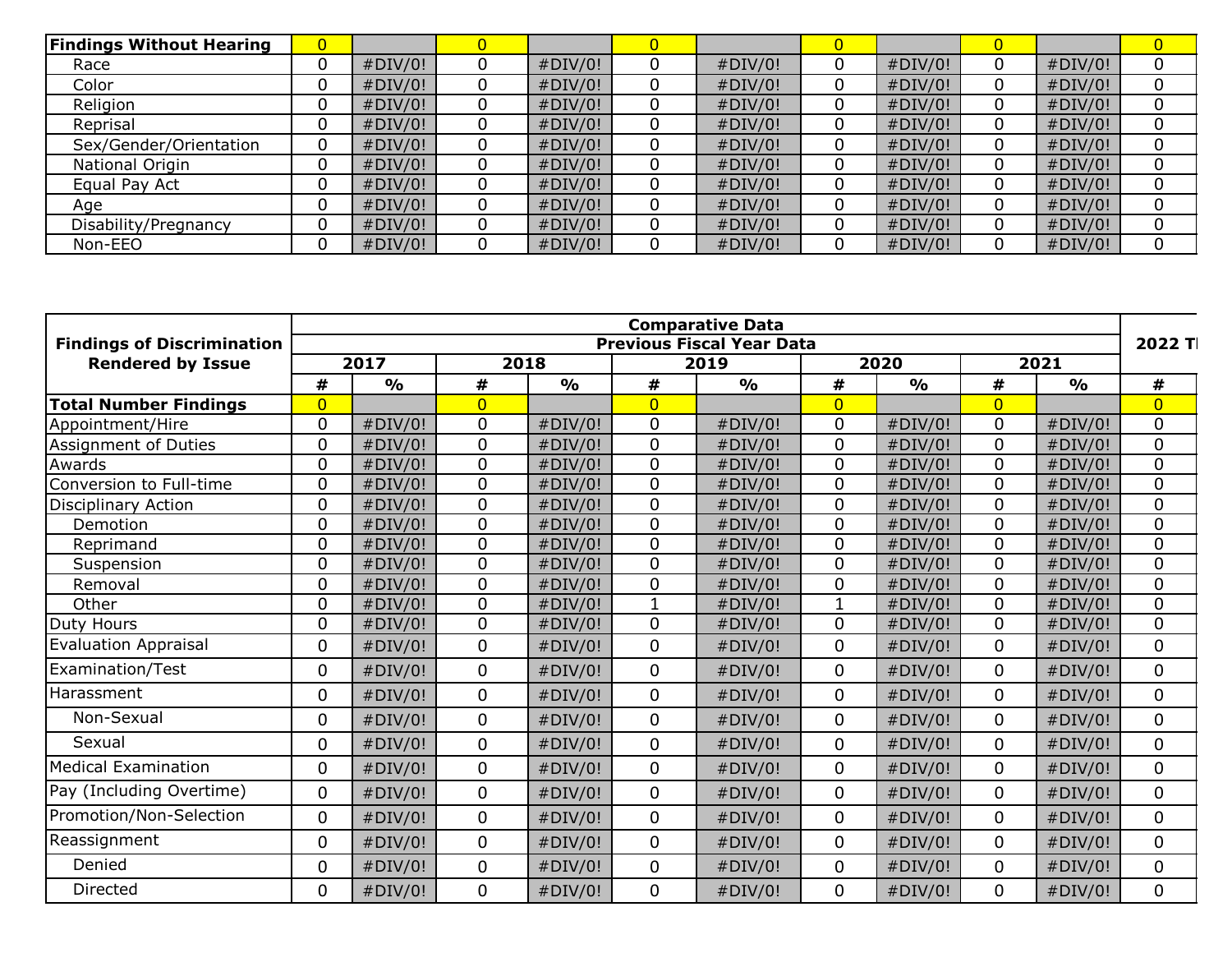| Findings Without Hearing | 0 | | 0 | | 0 | | 0 | | 0 | | 0 |
|---|---|---|---|---|---|---|---|---|---|---|---|
| Race | 0 | #DIV/0! | 0 | #DIV/0! | 0 | #DIV/0! | 0 | #DIV/0! | 0 | #DIV/0! | 0 |
| Color | 0 | #DIV/0! | 0 | #DIV/0! | 0 | #DIV/0! | 0 | #DIV/0! | 0 | #DIV/0! | 0 |
| Religion | 0 | #DIV/0! | 0 | #DIV/0! | 0 | #DIV/0! | 0 | #DIV/0! | 0 | #DIV/0! | 0 |
| Reprisal | 0 | #DIV/0! | 0 | #DIV/0! | 0 | #DIV/0! | 0 | #DIV/0! | 0 | #DIV/0! | 0 |
| Sex/Gender/Orientation | 0 | #DIV/0! | 0 | #DIV/0! | 0 | #DIV/0! | 0 | #DIV/0! | 0 | #DIV/0! | 0 |
| National Origin | 0 | #DIV/0! | 0 | #DIV/0! | 0 | #DIV/0! | 0 | #DIV/0! | 0 | #DIV/0! | 0 |
| Equal Pay Act | 0 | #DIV/0! | 0 | #DIV/0! | 0 | #DIV/0! | 0 | #DIV/0! | 0 | #DIV/0! | 0 |
| Age | 0 | #DIV/0! | 0 | #DIV/0! | 0 | #DIV/0! | 0 | #DIV/0! | 0 | #DIV/0! | 0 |
| Disability/Pregnancy | 0 | #DIV/0! | 0 | #DIV/0! | 0 | #DIV/0! | 0 | #DIV/0! | 0 | #DIV/0! | 0 |
| Non-EEO | 0 | #DIV/0! | 0 | #DIV/0! | 0 | #DIV/0! | 0 | #DIV/0! | 0 | #DIV/0! | 0 |

| Findings of Discrimination Rendered by Issue | Comparative Data | | | | | | | | | | |
|---|---|---|---|---|---|---|---|---|---|---|---|
| | Previous Fiscal Year Data | | | | | | | | | | 2022 T |
| | 2017 | | 2018 | | 2019 | | 2020 | | 2021 | | |
| | # | % | # | % | # | % | # | % | # | % | # |
| **Total Number Findings** | 0 | | 0 | | 0 | | 0 | | 0 | | 0 |
| Appointment/Hire | 0 | #DIV/0! | 0 | #DIV/0! | 0 | #DIV/0! | 0 | #DIV/0! | 0 | #DIV/0! | 0 |
| Assignment of Duties | 0 | #DIV/0! | 0 | #DIV/0! | 0 | #DIV/0! | 0 | #DIV/0! | 0 | #DIV/0! | 0 |
| Awards | 0 | #DIV/0! | 0 | #DIV/0! | 0 | #DIV/0! | 0 | #DIV/0! | 0 | #DIV/0! | 0 |
| Conversion to Full-time | 0 | #DIV/0! | 0 | #DIV/0! | 0 | #DIV/0! | 0 | #DIV/0! | 0 | #DIV/0! | 0 |
| Disciplinary Action | 0 | #DIV/0! | 0 | #DIV/0! | 0 | #DIV/0! | 0 | #DIV/0! | 0 | #DIV/0! | 0 |
| Demotion | 0 | #DIV/0! | 0 | #DIV/0! | 0 | #DIV/0! | 0 | #DIV/0! | 0 | #DIV/0! | 0 |
| Reprimand | 0 | #DIV/0! | 0 | #DIV/0! | 0 | #DIV/0! | 0 | #DIV/0! | 0 | #DIV/0! | 0 |
| Suspension | 0 | #DIV/0! | 0 | #DIV/0! | 0 | #DIV/0! | 0 | #DIV/0! | 0 | #DIV/0! | 0 |
| Removal | 0 | #DIV/0! | 0 | #DIV/0! | 0 | #DIV/0! | 0 | #DIV/0! | 0 | #DIV/0! | 0 |
| Other | 0 | #DIV/0! | 0 | #DIV/0! | 1 | #DIV/0! | 1 | #DIV/0! | 0 | #DIV/0! | 0 |
| Duty Hours | 0 | #DIV/0! | 0 | #DIV/0! | 0 | #DIV/0! | 0 | #DIV/0! | 0 | #DIV/0! | 0 |
| Evaluation Appraisal | 0 | #DIV/0! | 0 | #DIV/0! | 0 | #DIV/0! | 0 | #DIV/0! | 0 | #DIV/0! | 0 |
| Examination/Test | 0 | #DIV/0! | 0 | #DIV/0! | 0 | #DIV/0! | 0 | #DIV/0! | 0 | #DIV/0! | 0 |
| Harassment | 0 | #DIV/0! | 0 | #DIV/0! | 0 | #DIV/0! | 0 | #DIV/0! | 0 | #DIV/0! | 0 |
| Non-Sexual | 0 | #DIV/0! | 0 | #DIV/0! | 0 | #DIV/0! | 0 | #DIV/0! | 0 | #DIV/0! | 0 |
| Sexual | 0 | #DIV/0! | 0 | #DIV/0! | 0 | #DIV/0! | 0 | #DIV/0! | 0 | #DIV/0! | 0 |
| Medical Examination | 0 | #DIV/0! | 0 | #DIV/0! | 0 | #DIV/0! | 0 | #DIV/0! | 0 | #DIV/0! | 0 |
| Pay (Including Overtime) | 0 | #DIV/0! | 0 | #DIV/0! | 0 | #DIV/0! | 0 | #DIV/0! | 0 | #DIV/0! | 0 |
| Promotion/Non-Selection | 0 | #DIV/0! | 0 | #DIV/0! | 0 | #DIV/0! | 0 | #DIV/0! | 0 | #DIV/0! | 0 |
| Reassignment | 0 | #DIV/0! | 0 | #DIV/0! | 0 | #DIV/0! | 0 | #DIV/0! | 0 | #DIV/0! | 0 |
| Denied | 0 | #DIV/0! | 0 | #DIV/0! | 0 | #DIV/0! | 0 | #DIV/0! | 0 | #DIV/0! | 0 |
| Directed | 0 | #DIV/0! | 0 | #DIV/0! | 0 | #DIV/0! | 0 | #DIV/0! | 0 | #DIV/0! | 0 |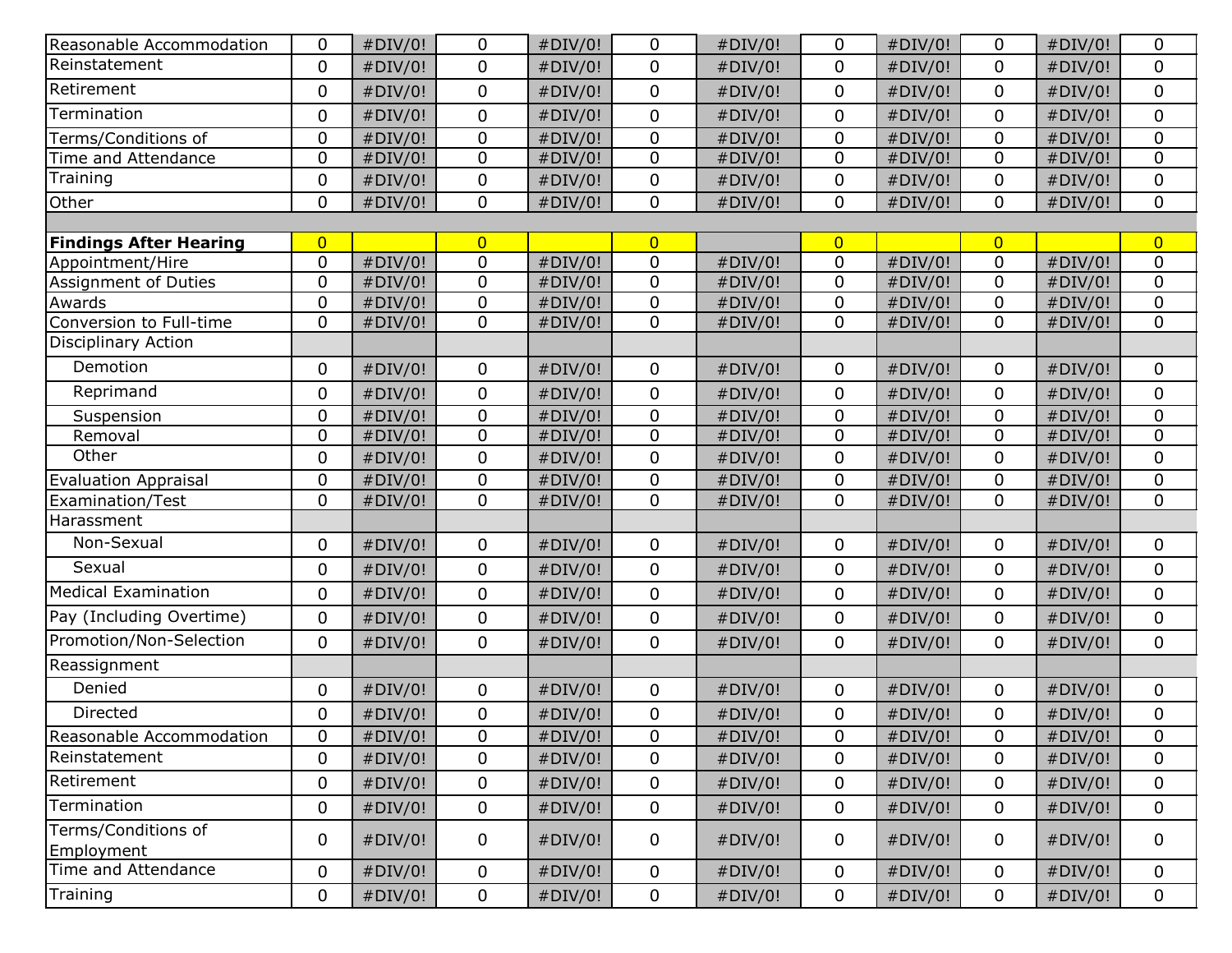| | | | | | | | | | | | |
|---|---|---|---|---|---|---|---|---|---|---|---|
| Reasonable Accommodation | 0 | #DIV/0! | 0 | #DIV/0! | 0 | #DIV/0! | 0 | #DIV/0! | 0 | #DIV/0! | 0 |
| Reinstatement | 0 | #DIV/0! | 0 | #DIV/0! | 0 | #DIV/0! | 0 | #DIV/0! | 0 | #DIV/0! | 0 |
| Retirement | 0 | #DIV/0! | 0 | #DIV/0! | 0 | #DIV/0! | 0 | #DIV/0! | 0 | #DIV/0! | 0 |
| Termination | 0 | #DIV/0! | 0 | #DIV/0! | 0 | #DIV/0! | 0 | #DIV/0! | 0 | #DIV/0! | 0 |
| Terms/Conditions of | 0 | #DIV/0! | 0 | #DIV/0! | 0 | #DIV/0! | 0 | #DIV/0! | 0 | #DIV/0! | 0 |
| Time and Attendance | 0 | #DIV/0! | 0 | #DIV/0! | 0 | #DIV/0! | 0 | #DIV/0! | 0 | #DIV/0! | 0 |
| Training | 0 | #DIV/0! | 0 | #DIV/0! | 0 | #DIV/0! | 0 | #DIV/0! | 0 | #DIV/0! | 0 |
| Other | 0 | #DIV/0! | 0 | #DIV/0! | 0 | #DIV/0! | 0 | #DIV/0! | 0 | #DIV/0! | 0 |
| | | | | | | | | | | | |
| **Findings After Hearing** | 0 | | 0 | | 0 | | 0 | | 0 | | 0 |
| Appointment/Hire | 0 | #DIV/0! | 0 | #DIV/0! | 0 | #DIV/0! | 0 | #DIV/0! | 0 | #DIV/0! | 0 |
| Assignment of Duties | 0 | #DIV/0! | 0 | #DIV/0! | 0 | #DIV/0! | 0 | #DIV/0! | 0 | #DIV/0! | 0 |
| Awards | 0 | #DIV/0! | 0 | #DIV/0! | 0 | #DIV/0! | 0 | #DIV/0! | 0 | #DIV/0! | 0 |
| Conversion to Full-time | 0 | #DIV/0! | 0 | #DIV/0! | 0 | #DIV/0! | 0 | #DIV/0! | 0 | #DIV/0! | 0 |
| Disciplinary Action | | | | | | | | | | | |
| Demotion | 0 | #DIV/0! | 0 | #DIV/0! | 0 | #DIV/0! | 0 | #DIV/0! | 0 | #DIV/0! | 0 |
| Reprimand | 0 | #DIV/0! | 0 | #DIV/0! | 0 | #DIV/0! | 0 | #DIV/0! | 0 | #DIV/0! | 0 |
| Suspension | 0 | #DIV/0! | 0 | #DIV/0! | 0 | #DIV/0! | 0 | #DIV/0! | 0 | #DIV/0! | 0 |
| Removal | 0 | #DIV/0! | 0 | #DIV/0! | 0 | #DIV/0! | 0 | #DIV/0! | 0 | #DIV/0! | 0 |
| Other | 0 | #DIV/0! | 0 | #DIV/0! | 0 | #DIV/0! | 0 | #DIV/0! | 0 | #DIV/0! | 0 |
| Evaluation Appraisal | 0 | #DIV/0! | 0 | #DIV/0! | 0 | #DIV/0! | 0 | #DIV/0! | 0 | #DIV/0! | 0 |
| Examination/Test | 0 | #DIV/0! | 0 | #DIV/0! | 0 | #DIV/0! | 0 | #DIV/0! | 0 | #DIV/0! | 0 |
| Harassment | | | | | | | | | | | |
| Non-Sexual | 0 | #DIV/0! | 0 | #DIV/0! | 0 | #DIV/0! | 0 | #DIV/0! | 0 | #DIV/0! | 0 |
| Sexual | 0 | #DIV/0! | 0 | #DIV/0! | 0 | #DIV/0! | 0 | #DIV/0! | 0 | #DIV/0! | 0 |
| Medical Examination | 0 | #DIV/0! | 0 | #DIV/0! | 0 | #DIV/0! | 0 | #DIV/0! | 0 | #DIV/0! | 0 |
| Pay (Including Overtime) | 0 | #DIV/0! | 0 | #DIV/0! | 0 | #DIV/0! | 0 | #DIV/0! | 0 | #DIV/0! | 0 |
| Promotion/Non-Selection | 0 | #DIV/0! | 0 | #DIV/0! | 0 | #DIV/0! | 0 | #DIV/0! | 0 | #DIV/0! | 0 |
| Reassignment | | | | | | | | | | | |
| Denied | 0 | #DIV/0! | 0 | #DIV/0! | 0 | #DIV/0! | 0 | #DIV/0! | 0 | #DIV/0! | 0 |
| Directed | 0 | #DIV/0! | 0 | #DIV/0! | 0 | #DIV/0! | 0 | #DIV/0! | 0 | #DIV/0! | 0 |
| Reasonable Accommodation | 0 | #DIV/0! | 0 | #DIV/0! | 0 | #DIV/0! | 0 | #DIV/0! | 0 | #DIV/0! | 0 |
| Reinstatement | 0 | #DIV/0! | 0 | #DIV/0! | 0 | #DIV/0! | 0 | #DIV/0! | 0 | #DIV/0! | 0 |
| Retirement | 0 | #DIV/0! | 0 | #DIV/0! | 0 | #DIV/0! | 0 | #DIV/0! | 0 | #DIV/0! | 0 |
| Termination | 0 | #DIV/0! | 0 | #DIV/0! | 0 | #DIV/0! | 0 | #DIV/0! | 0 | #DIV/0! | 0 |
| Terms/Conditions of Employment | 0 | #DIV/0! | 0 | #DIV/0! | 0 | #DIV/0! | 0 | #DIV/0! | 0 | #DIV/0! | 0 |
| Time and Attendance | 0 | #DIV/0! | 0 | #DIV/0! | 0 | #DIV/0! | 0 | #DIV/0! | 0 | #DIV/0! | 0 |
| Training | 0 | #DIV/0! | 0 | #DIV/0! | 0 | #DIV/0! | 0 | #DIV/0! | 0 | #DIV/0! | 0 |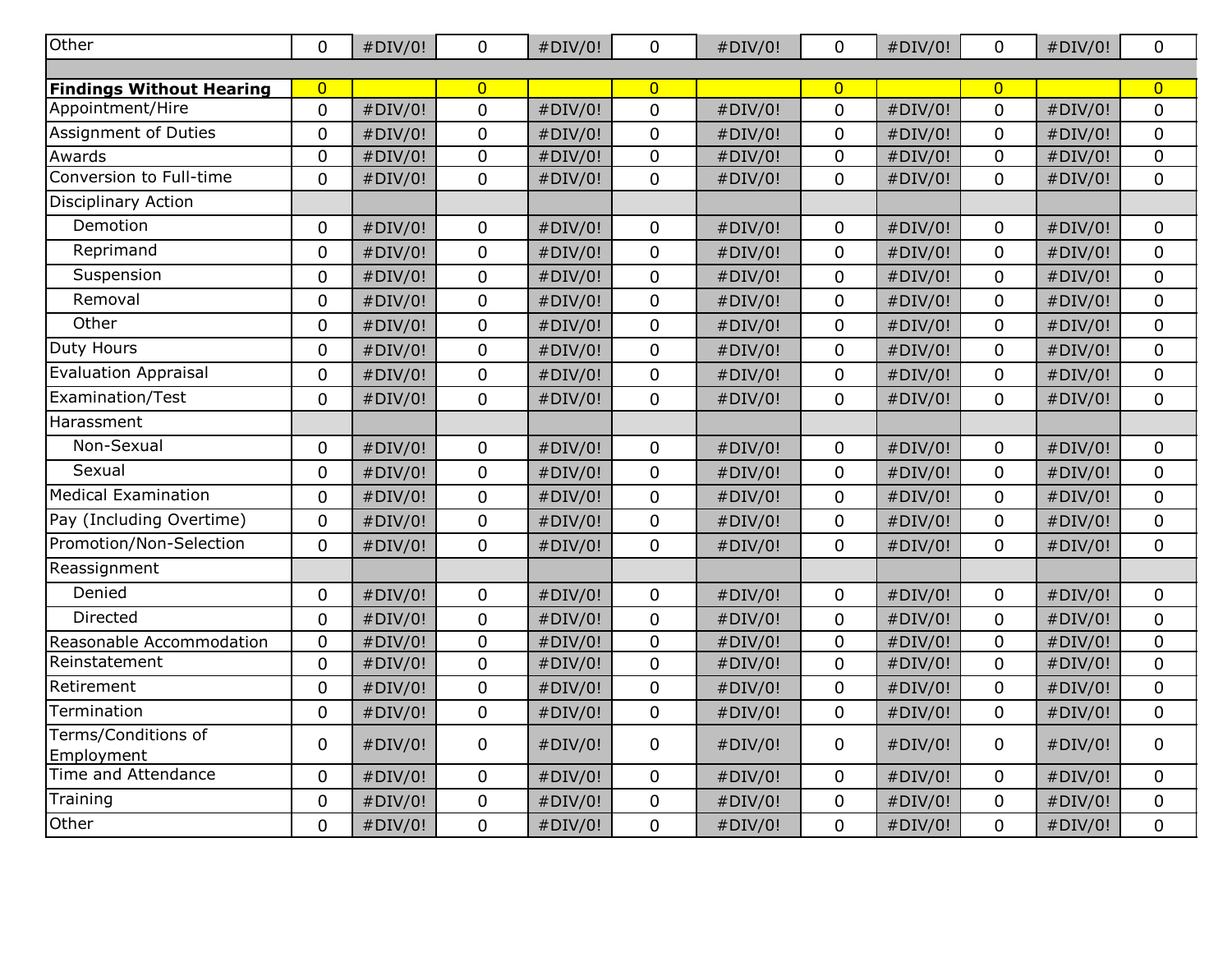| | | | | | | | | | | | |
|---|---|---|---|---|---|---|---|---|---|---|---|
| Other | 0 | #DIV/0! | 0 | #DIV/0! | 0 | #DIV/0! | 0 | #DIV/0! | 0 | #DIV/0! | 0 |
| | | | | | | | | | | | |
| **Findings Without Hearing** | 0 | | 0 | | 0 | | 0 | | 0 | | 0 |
| Appointment/Hire | 0 | #DIV/0! | 0 | #DIV/0! | 0 | #DIV/0! | 0 | #DIV/0! | 0 | #DIV/0! | 0 |
| Assignment of Duties | 0 | #DIV/0! | 0 | #DIV/0! | 0 | #DIV/0! | 0 | #DIV/0! | 0 | #DIV/0! | 0 |
| Awards | 0 | #DIV/0! | 0 | #DIV/0! | 0 | #DIV/0! | 0 | #DIV/0! | 0 | #DIV/0! | 0 |
| Conversion to Full-time | 0 | #DIV/0! | 0 | #DIV/0! | 0 | #DIV/0! | 0 | #DIV/0! | 0 | #DIV/0! | 0 |
| Disciplinary Action | | | | | | | | | | | |
| Demotion | 0 | #DIV/0! | 0 | #DIV/0! | 0 | #DIV/0! | 0 | #DIV/0! | 0 | #DIV/0! | 0 |
| Reprimand | 0 | #DIV/0! | 0 | #DIV/0! | 0 | #DIV/0! | 0 | #DIV/0! | 0 | #DIV/0! | 0 |
| Suspension | 0 | #DIV/0! | 0 | #DIV/0! | 0 | #DIV/0! | 0 | #DIV/0! | 0 | #DIV/0! | 0 |
| Removal | 0 | #DIV/0! | 0 | #DIV/0! | 0 | #DIV/0! | 0 | #DIV/0! | 0 | #DIV/0! | 0 |
| Other | 0 | #DIV/0! | 0 | #DIV/0! | 0 | #DIV/0! | 0 | #DIV/0! | 0 | #DIV/0! | 0 |
| Duty Hours | 0 | #DIV/0! | 0 | #DIV/0! | 0 | #DIV/0! | 0 | #DIV/0! | 0 | #DIV/0! | 0 |
| Evaluation Appraisal | 0 | #DIV/0! | 0 | #DIV/0! | 0 | #DIV/0! | 0 | #DIV/0! | 0 | #DIV/0! | 0 |
| Examination/Test | 0 | #DIV/0! | 0 | #DIV/0! | 0 | #DIV/0! | 0 | #DIV/0! | 0 | #DIV/0! | 0 |
| Harassment | | | | | | | | | | | |
| Non-Sexual | 0 | #DIV/0! | 0 | #DIV/0! | 0 | #DIV/0! | 0 | #DIV/0! | 0 | #DIV/0! | 0 |
| Sexual | 0 | #DIV/0! | 0 | #DIV/0! | 0 | #DIV/0! | 0 | #DIV/0! | 0 | #DIV/0! | 0 |
| Medical Examination | 0 | #DIV/0! | 0 | #DIV/0! | 0 | #DIV/0! | 0 | #DIV/0! | 0 | #DIV/0! | 0 |
| Pay (Including Overtime) | 0 | #DIV/0! | 0 | #DIV/0! | 0 | #DIV/0! | 0 | #DIV/0! | 0 | #DIV/0! | 0 |
| Promotion/Non-Selection | 0 | #DIV/0! | 0 | #DIV/0! | 0 | #DIV/0! | 0 | #DIV/0! | 0 | #DIV/0! | 0 |
| Reassignment | | | | | | | | | | | |
| Denied | 0 | #DIV/0! | 0 | #DIV/0! | 0 | #DIV/0! | 0 | #DIV/0! | 0 | #DIV/0! | 0 |
| Directed | 0 | #DIV/0! | 0 | #DIV/0! | 0 | #DIV/0! | 0 | #DIV/0! | 0 | #DIV/0! | 0 |
| Reasonable Accommodation | 0 | #DIV/0! | 0 | #DIV/0! | 0 | #DIV/0! | 0 | #DIV/0! | 0 | #DIV/0! | 0 |
| Reinstatement | 0 | #DIV/0! | 0 | #DIV/0! | 0 | #DIV/0! | 0 | #DIV/0! | 0 | #DIV/0! | 0 |
| Retirement | 0 | #DIV/0! | 0 | #DIV/0! | 0 | #DIV/0! | 0 | #DIV/0! | 0 | #DIV/0! | 0 |
| Termination | 0 | #DIV/0! | 0 | #DIV/0! | 0 | #DIV/0! | 0 | #DIV/0! | 0 | #DIV/0! | 0 |
| Terms/Conditions of Employment | 0 | #DIV/0! | 0 | #DIV/0! | 0 | #DIV/0! | 0 | #DIV/0! | 0 | #DIV/0! | 0 |
| Time and Attendance | 0 | #DIV/0! | 0 | #DIV/0! | 0 | #DIV/0! | 0 | #DIV/0! | 0 | #DIV/0! | 0 |
| Training | 0 | #DIV/0! | 0 | #DIV/0! | 0 | #DIV/0! | 0 | #DIV/0! | 0 | #DIV/0! | 0 |
| Other | 0 | #DIV/0! | 0 | #DIV/0! | 0 | #DIV/0! | 0 | #DIV/0! | 0 | #DIV/0! | 0 |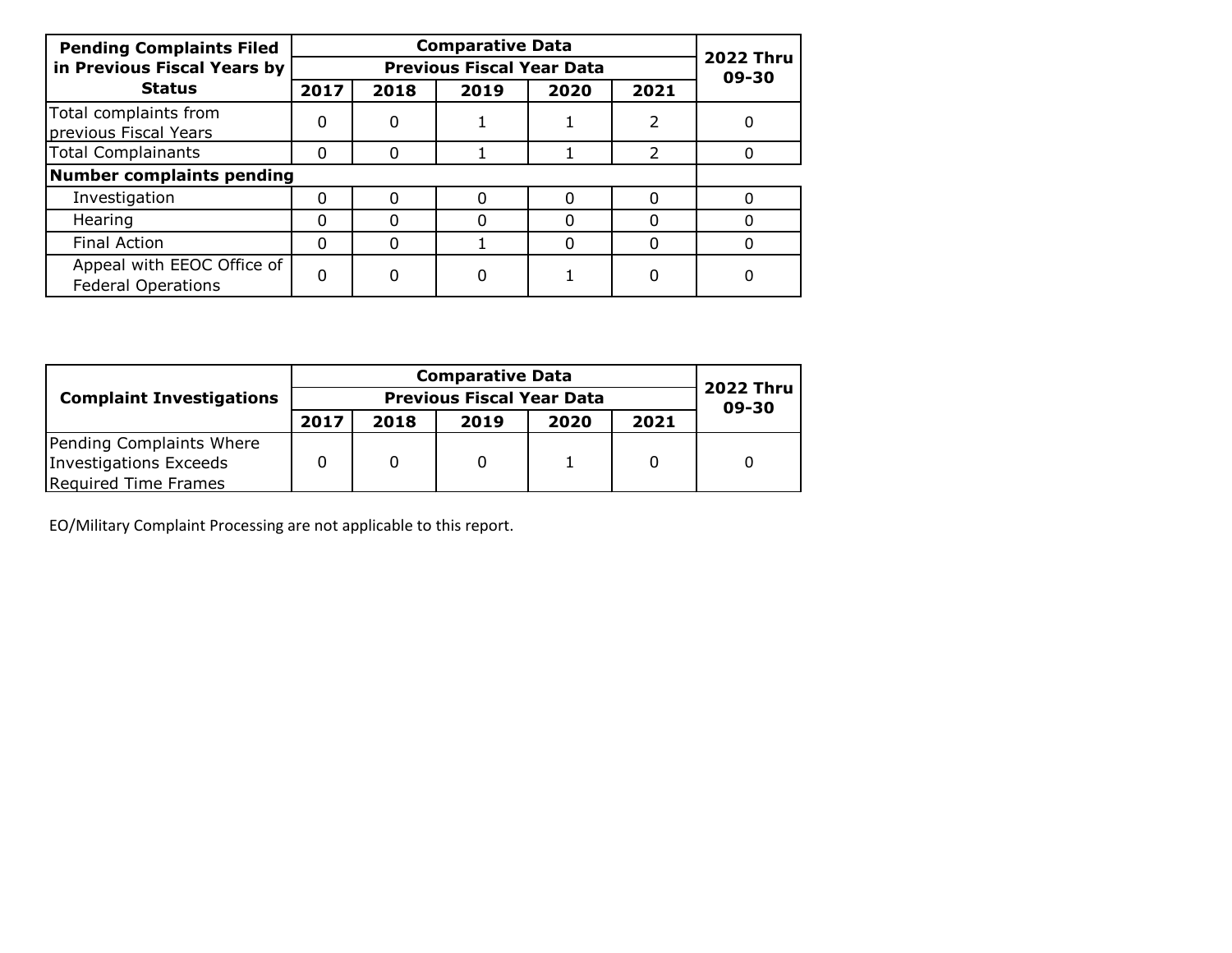| Pending Complaints Filed in Previous Fiscal Years by Status | Comparative Data | | | | | 2022 Thru 09-30 |
|---|---|---|---|---|---|---|
| | Previous Fiscal Year Data | | | | | |
| | 2017 | 2018 | 2019 | 2020 | 2021 | |
| Total complaints from previous Fiscal Years | 0 | 0 | 1 | 1 | 2 | 0 |
| Total Complainants | 0 | 0 | 1 | 1 | 2 | 0 |
| **Number complaints pending** | | | | | | |
| Investigation | 0 | 0 | 0 | 0 | 0 | 0 |
| Hearing | 0 | 0 | 0 | 0 | 0 | 0 |
| Final Action | 0 | 0 | 1 | 0 | 0 | 0 |
| Appeal with EEOC Office of Federal Operations | 0 | 0 | 0 | 1 | 0 | 0 |

| Complaint Investigations | Comparative Data | | | | | 2022 Thru 09-30 |
|---|---|---|---|---|---|---|
| | Previous Fiscal Year Data | | | | | |
| | 2017 | 2018 | 2019 | 2020 | 2021 | |
| Pending Complaints Where Investigations Exceeds Required Time Frames | 0 | 0 | 0 | 1 | 0 | 0 |

EO/Military Complaint Processing are not applicable to this report.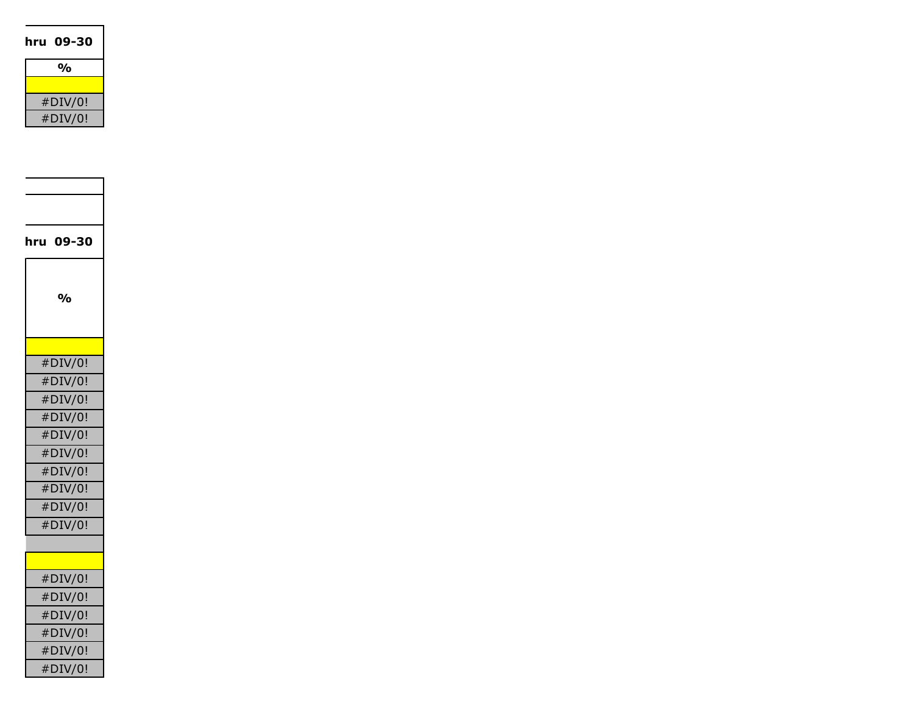| hru 09-30 |
|---|
| % |
| |
| #DIV/0! |
| #DIV/0! |

| |
|---|
| |
| hru 09-30 |
| % |
| |
| #DIV/0! |
| #DIV/0! |
| #DIV/0! |
| #DIV/0! |
| #DIV/0! |
| #DIV/0! |
| #DIV/0! |
| #DIV/0! |
| #DIV/0! |
| #DIV/0! |
| |
| |
| #DIV/0! |
| #DIV/0! |
| #DIV/0! |
| #DIV/0! |
| #DIV/0! |
| #DIV/0! |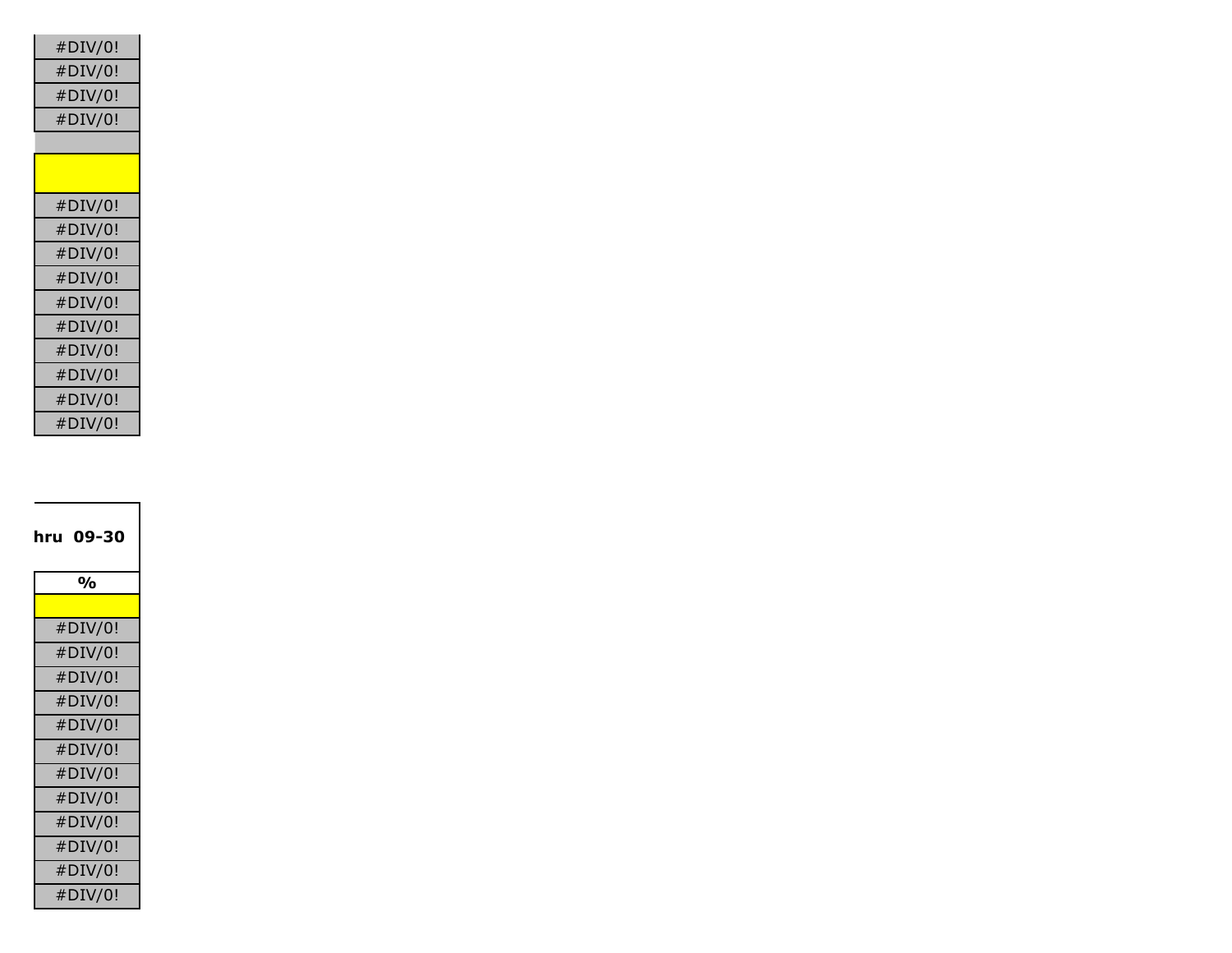| |
|---|
| #DIV/0! |
| #DIV/0! |
| #DIV/0! |
| #DIV/0! |
| |
| |
| #DIV/0! |
| #DIV/0! |
| #DIV/0! |
| #DIV/0! |
| #DIV/0! |
| #DIV/0! |
| #DIV/0! |
| #DIV/0! |
| #DIV/0! |
| #DIV/0! |

| hru 09-30 |
|---|
| % |
| |
| #DIV/0! |
| #DIV/0! |
| #DIV/0! |
| #DIV/0! |
| #DIV/0! |
| #DIV/0! |
| #DIV/0! |
| #DIV/0! |
| #DIV/0! |
| #DIV/0! |
| #DIV/0! |
| #DIV/0! |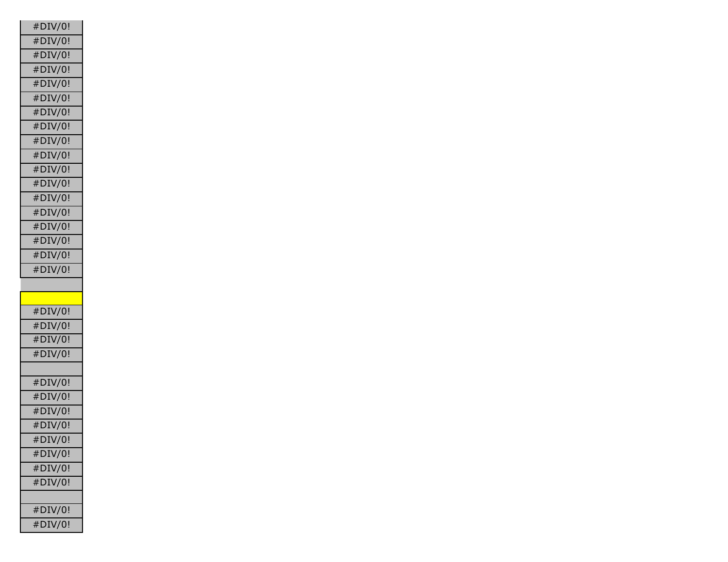| |
|---|
| #DIV/0! |
| #DIV/0! |
| #DIV/0! |
| #DIV/0! |
| #DIV/0! |
| #DIV/0! |
| #DIV/0! |
| #DIV/0! |
| #DIV/0! |
| #DIV/0! |
| #DIV/0! |
| #DIV/0! |
| #DIV/0! |
| #DIV/0! |
| #DIV/0! |
| #DIV/0! |
| #DIV/0! |
| #DIV/0! |
| |
| |
| #DIV/0! |
| #DIV/0! |
| #DIV/0! |
| #DIV/0! |
| |
| #DIV/0! |
| #DIV/0! |
| #DIV/0! |
| #DIV/0! |
| #DIV/0! |
| #DIV/0! |
| #DIV/0! |
| #DIV/0! |
| |
| #DIV/0! |
| #DIV/0! |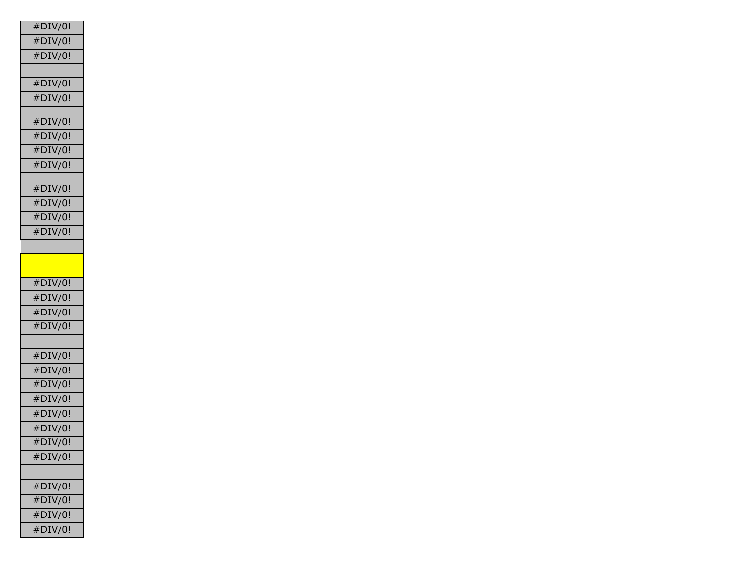| #DIV/0! |
|---|
| #DIV/0! |
| #DIV/0! |
| |
| #DIV/0! |
| #DIV/0! |
| #DIV/0! |
| #DIV/0! |
| #DIV/0! |
| #DIV/0! |
| #DIV/0! |
| #DIV/0! |
| #DIV/0! |
| #DIV/0! |
| |
| |
| #DIV/0! |
| #DIV/0! |
| #DIV/0! |
| #DIV/0! |
| |
| #DIV/0! |
| #DIV/0! |
| #DIV/0! |
| #DIV/0! |
| #DIV/0! |
| #DIV/0! |
| #DIV/0! |
| #DIV/0! |
| |
| #DIV/0! |
| #DIV/0! |
| #DIV/0! |
| #DIV/0! |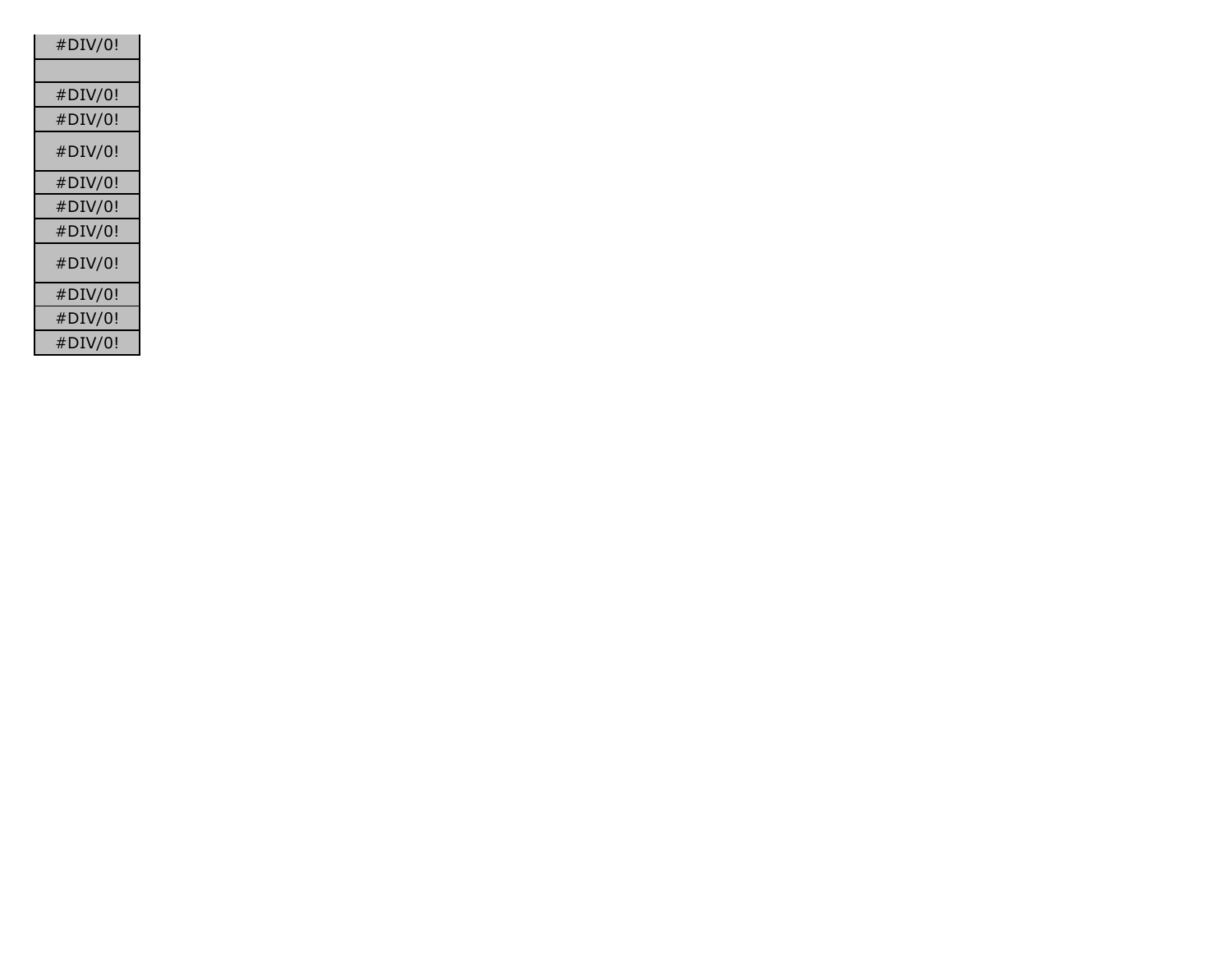| #DIV/0! |
| --- |
| |
| #DIV/0! |
| #DIV/0! |
| #DIV/0! |
| #DIV/0! |
| #DIV/0! |
| #DIV/0! |
| #DIV/0! |
| #DIV/0! |
| #DIV/0! |
| #DIV/0! |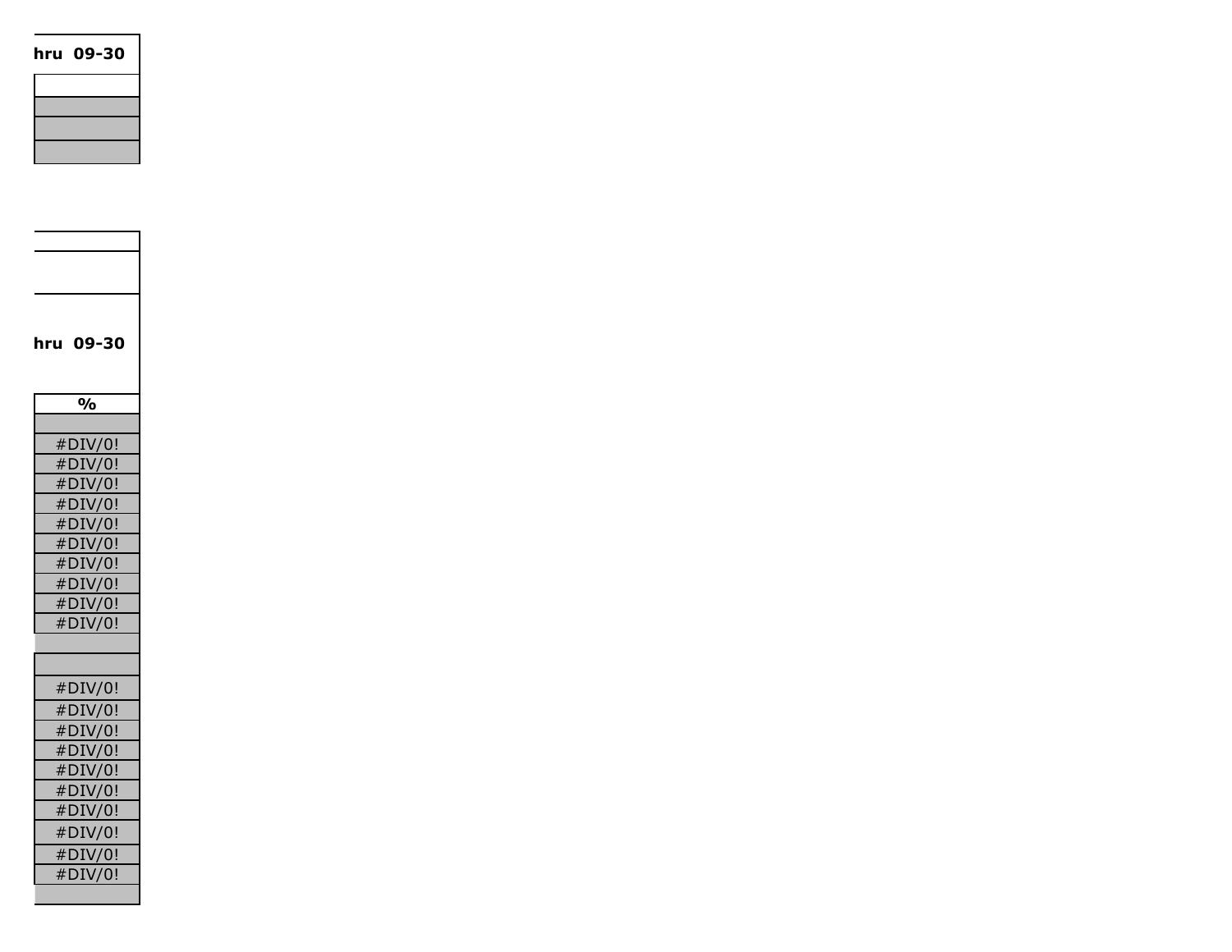| hru 09-30 |
|---|
| |
| |
| |
| |

| |
|---|
| |
| hru 09-30 |
| % |
| |
| #DIV/0! |
| #DIV/0! |
| #DIV/0! |
| #DIV/0! |
| #DIV/0! |
| #DIV/0! |
| #DIV/0! |
| #DIV/0! |
| #DIV/0! |
| #DIV/0! |
| |
| |
| #DIV/0! |
| #DIV/0! |
| #DIV/0! |
| #DIV/0! |
| #DIV/0! |
| #DIV/0! |
| #DIV/0! |
| #DIV/0! |
| #DIV/0! |
| #DIV/0! |
| |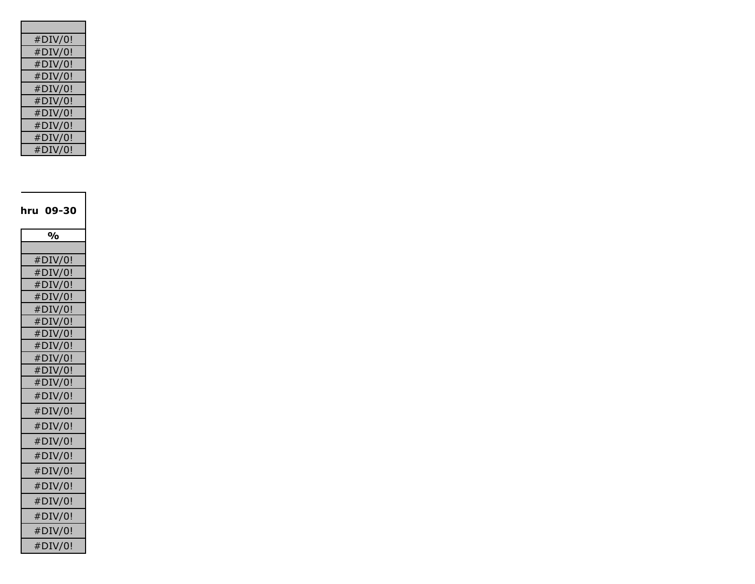| |
|---|
| |
| #DIV/0! |
| #DIV/0! |
| #DIV/0! |
| #DIV/0! |
| #DIV/0! |
| #DIV/0! |
| #DIV/0! |
| #DIV/0! |
| #DIV/0! |
| #DIV/0! |

| hru 09-30 |
|---|
| % |
| |
| #DIV/0! |
| #DIV/0! |
| #DIV/0! |
| #DIV/0! |
| #DIV/0! |
| #DIV/0! |
| #DIV/0! |
| #DIV/0! |
| #DIV/0! |
| #DIV/0! |
| #DIV/0! |
| #DIV/0! |
| #DIV/0! |
| #DIV/0! |
| #DIV/0! |
| #DIV/0! |
| #DIV/0! |
| #DIV/0! |
| #DIV/0! |
| #DIV/0! |
| #DIV/0! |
| #DIV/0! |
| #DIV/0! |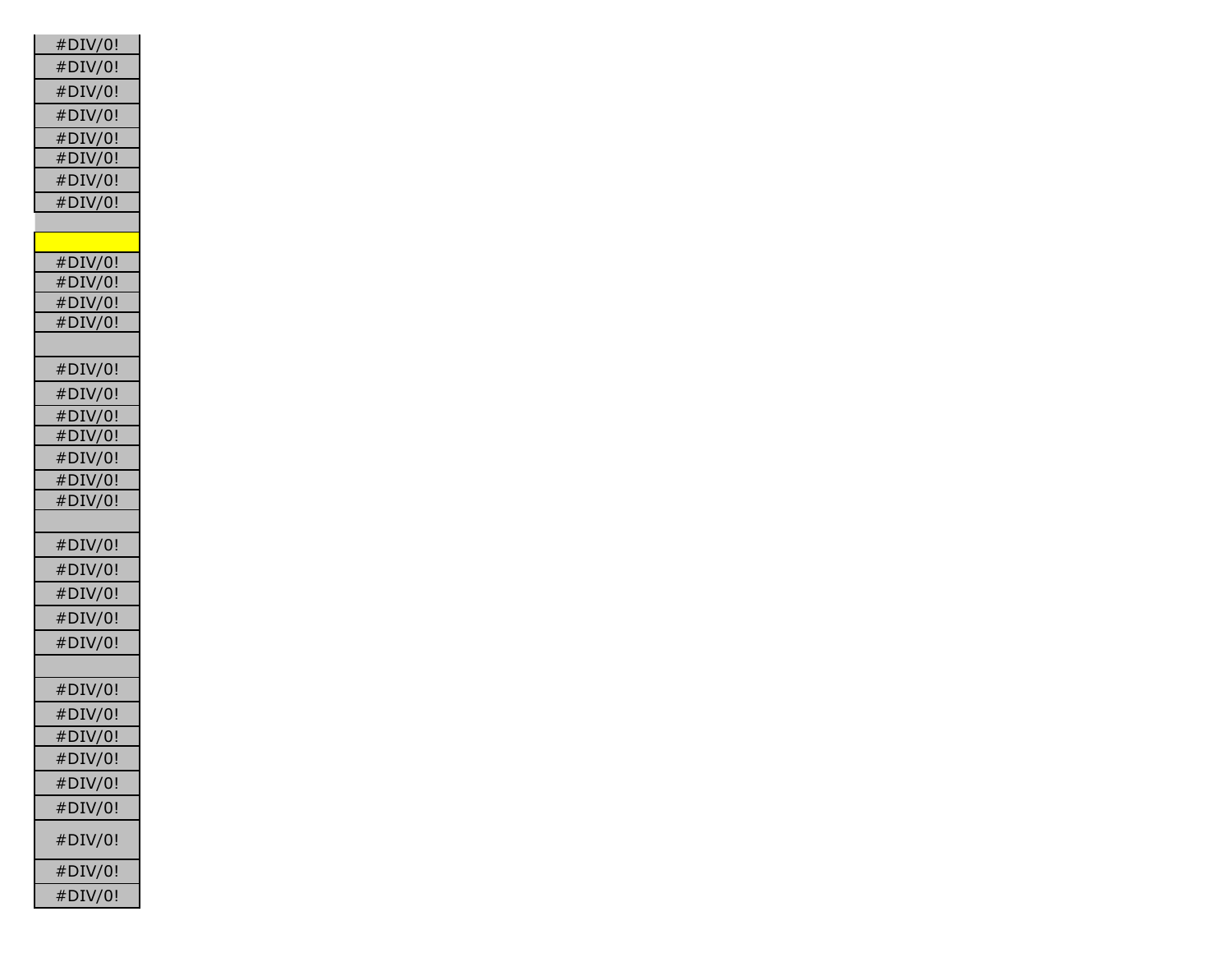| |
|---|
| #DIV/0! |
| #DIV/0! |
| #DIV/0! |
| #DIV/0! |
| #DIV/0! |
| #DIV/0! |
| #DIV/0! |
| #DIV/0! |
| |
| |
| #DIV/0! |
| #DIV/0! |
| #DIV/0! |
| #DIV/0! |
| |
| #DIV/0! |
| #DIV/0! |
| #DIV/0! |
| #DIV/0! |
| #DIV/0! |
| #DIV/0! |
| #DIV/0! |
| |
| #DIV/0! |
| #DIV/0! |
| #DIV/0! |
| #DIV/0! |
| #DIV/0! |
| |
| #DIV/0! |
| #DIV/0! |
| #DIV/0! |
| #DIV/0! |
| #DIV/0! |
| #DIV/0! |
| #DIV/0! |
| #DIV/0! |
| #DIV/0! |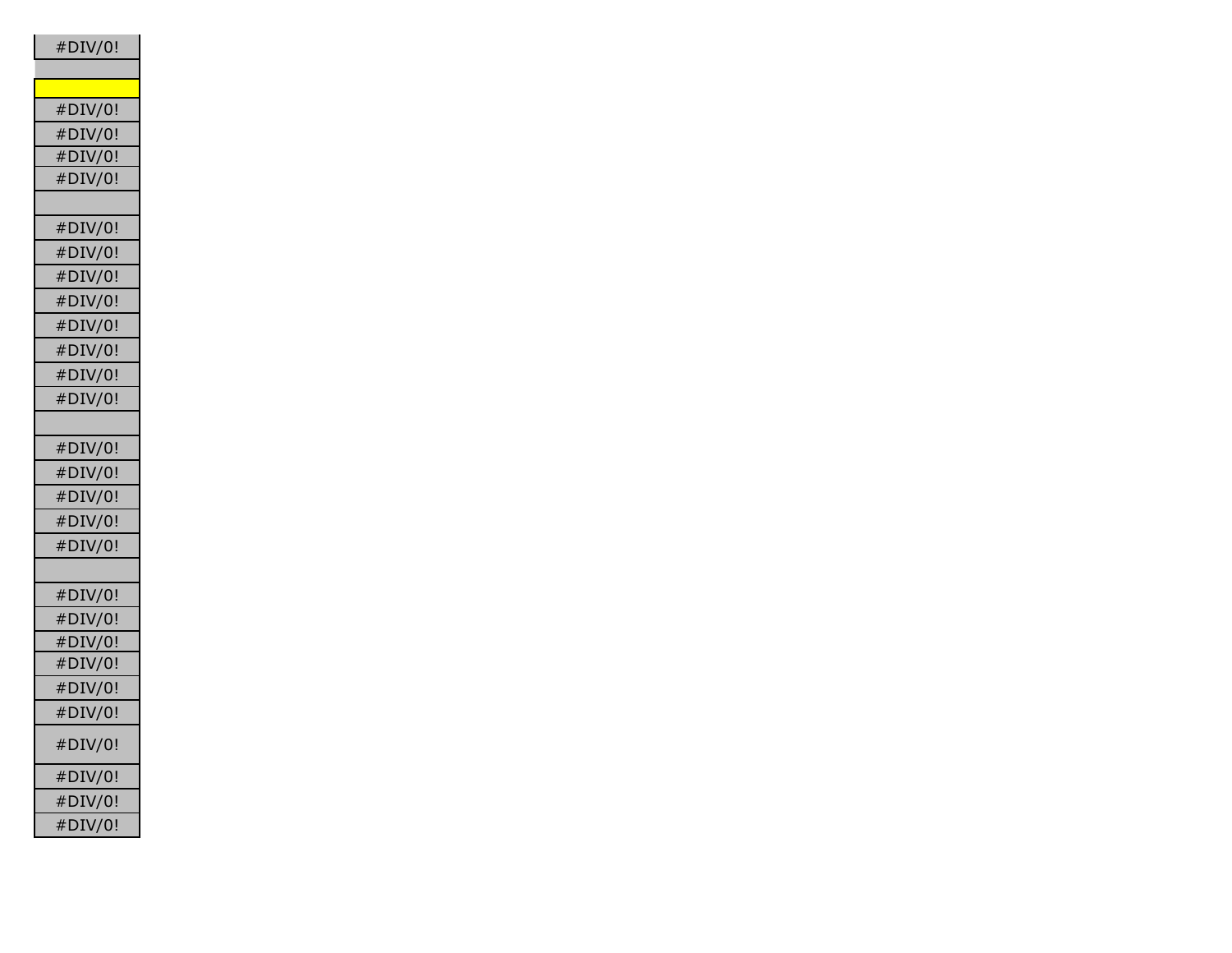| |
|---|
| #DIV/0! |
| |
| |
| #DIV/0! |
| #DIV/0! |
| #DIV/0! |
| #DIV/0! |
| |
| #DIV/0! |
| #DIV/0! |
| #DIV/0! |
| #DIV/0! |
| #DIV/0! |
| #DIV/0! |
| #DIV/0! |
| #DIV/0! |
| |
| #DIV/0! |
| #DIV/0! |
| #DIV/0! |
| #DIV/0! |
| #DIV/0! |
| |
| #DIV/0! |
| #DIV/0! |
| #DIV/0! |
| #DIV/0! |
| #DIV/0! |
| #DIV/0! |
| #DIV/0! |
| #DIV/0! |
| #DIV/0! |
| #DIV/0! |